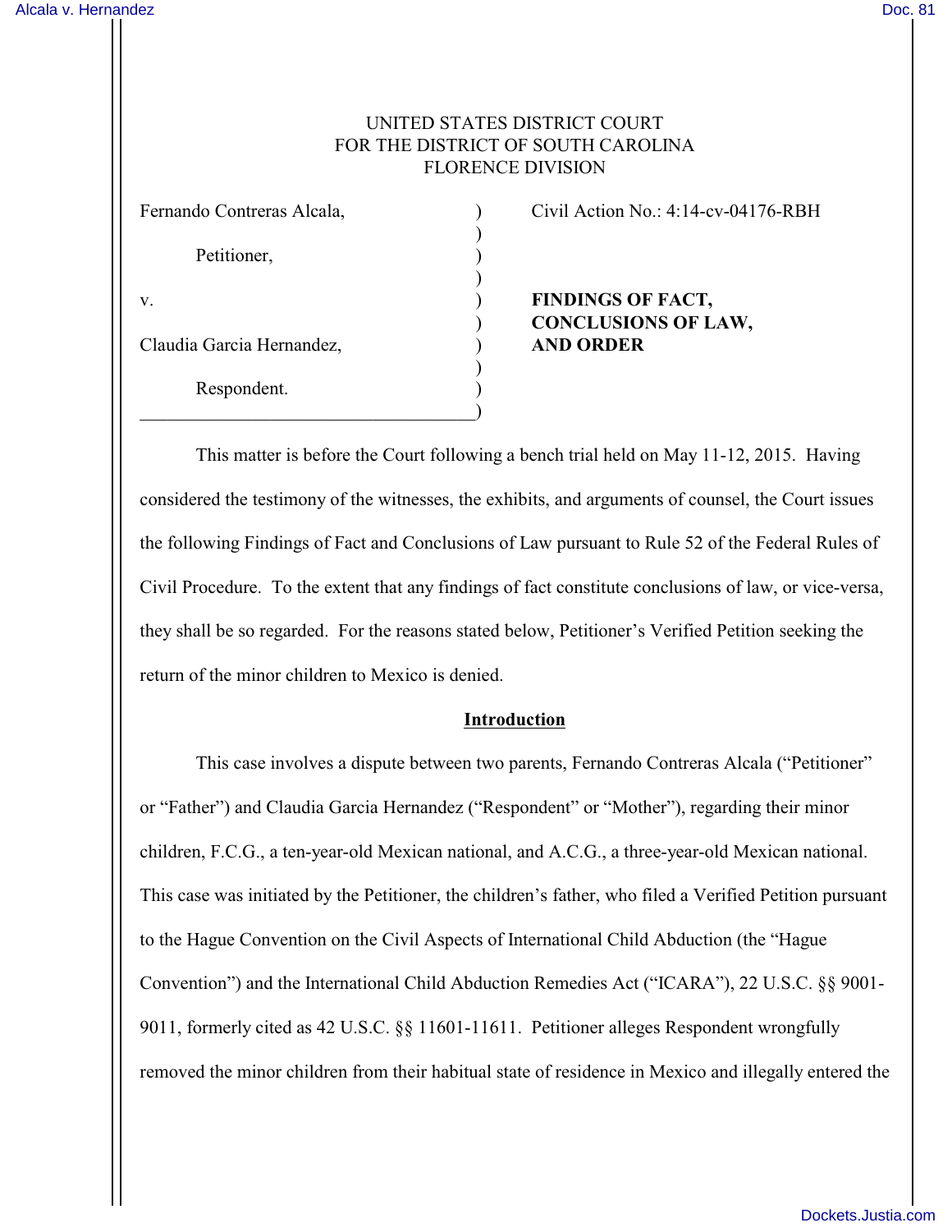UNITED STATES DISTRICT COURT
FOR THE DISTRICT OF SOUTH CAROLINA
FLORENCE DIVISION

| | | |
|---|---|---|
| Fernando Contreras Alcala,<br><br>Petitioner,<br><br>v.<br><br>Claudia Garcia Hernandez,<br><br>Respondent. | ) | Civil Action No.: 4:14-cv-04176-RBH<br><br>**FINDINGS OF FACT, CONCLUSIONS OF LAW, AND ORDER** |

This matter is before the Court following a bench trial held on May 11-12, 2015. Having considered the testimony of the witnesses, the exhibits, and arguments of counsel, the Court issues the following Findings of Fact and Conclusions of Law pursuant to Rule 52 of the Federal Rules of Civil Procedure. To the extent that any findings of fact constitute conclusions of law, or vice-versa, they shall be so regarded. For the reasons stated below, Petitioner's Verified Petition seeking the return of the minor children to Mexico is denied.

## Introduction

This case involves a dispute between two parents, Fernando Contreras Alcala ("Petitioner" or "Father") and Claudia Garcia Hernandez ("Respondent" or "Mother"), regarding their minor children, F.C.G., a ten-year-old Mexican national, and A.C.G., a three-year-old Mexican national. This case was initiated by the Petitioner, the children's father, who filed a Verified Petition pursuant to the Hague Convention on the Civil Aspects of International Child Abduction (the "Hague Convention") and the International Child Abduction Remedies Act ("ICARA"), 22 U.S.C. §§ 9001-9011, formerly cited as 42 U.S.C. §§ 11601-11611. Petitioner alleges Respondent wrongfully removed the minor children from their habitual state of residence in Mexico and illegally entered the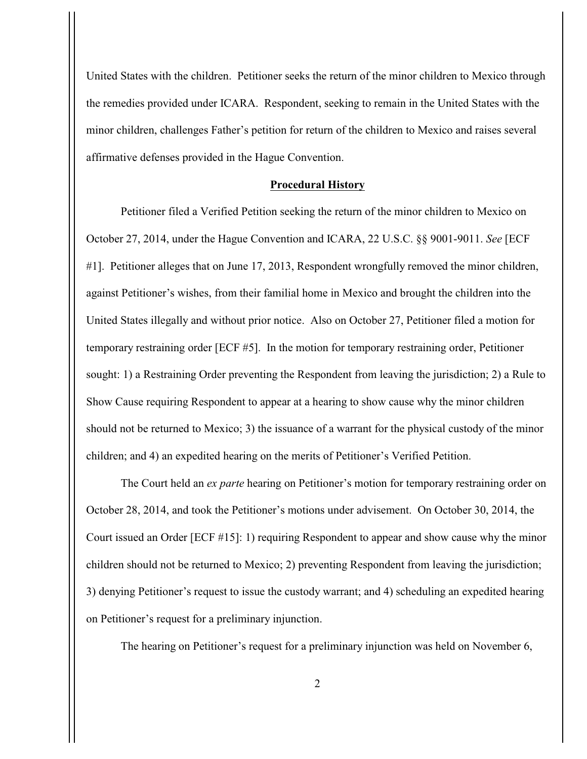United States with the children. Petitioner seeks the return of the minor children to Mexico through the remedies provided under ICARA. Respondent, seeking to remain in the United States with the minor children, challenges Father's petition for return of the children to Mexico and raises several affirmative defenses provided in the Hague Convention.

## **Procedural History**

Petitioner filed a Verified Petition seeking the return of the minor children to Mexico on October 27, 2014, under the Hague Convention and ICARA, 22 U.S.C. §§ 9001-9011. *See* [ECF #1]. Petitioner alleges that on June 17, 2013, Respondent wrongfully removed the minor children, against Petitioner's wishes, from their familial home in Mexico and brought the children into the United States illegally and without prior notice. Also on October 27, Petitioner filed a motion for temporary restraining order [ECF #5]. In the motion for temporary restraining order, Petitioner sought: 1) a Restraining Order preventing the Respondent from leaving the jurisdiction; 2) a Rule to Show Cause requiring Respondent to appear at a hearing to show cause why the minor children should not be returned to Mexico; 3) the issuance of a warrant for the physical custody of the minor children; and 4) an expedited hearing on the merits of Petitioner's Verified Petition.

The Court held an *ex parte* hearing on Petitioner's motion for temporary restraining order on October 28, 2014, and took the Petitioner's motions under advisement. On October 30, 2014, the Court issued an Order [ECF #15]: 1) requiring Respondent to appear and show cause why the minor children should not be returned to Mexico; 2) preventing Respondent from leaving the jurisdiction; 3) denying Petitioner's request to issue the custody warrant; and 4) scheduling an expedited hearing on Petitioner's request for a preliminary injunction.

The hearing on Petitioner's request for a preliminary injunction was held on November 6,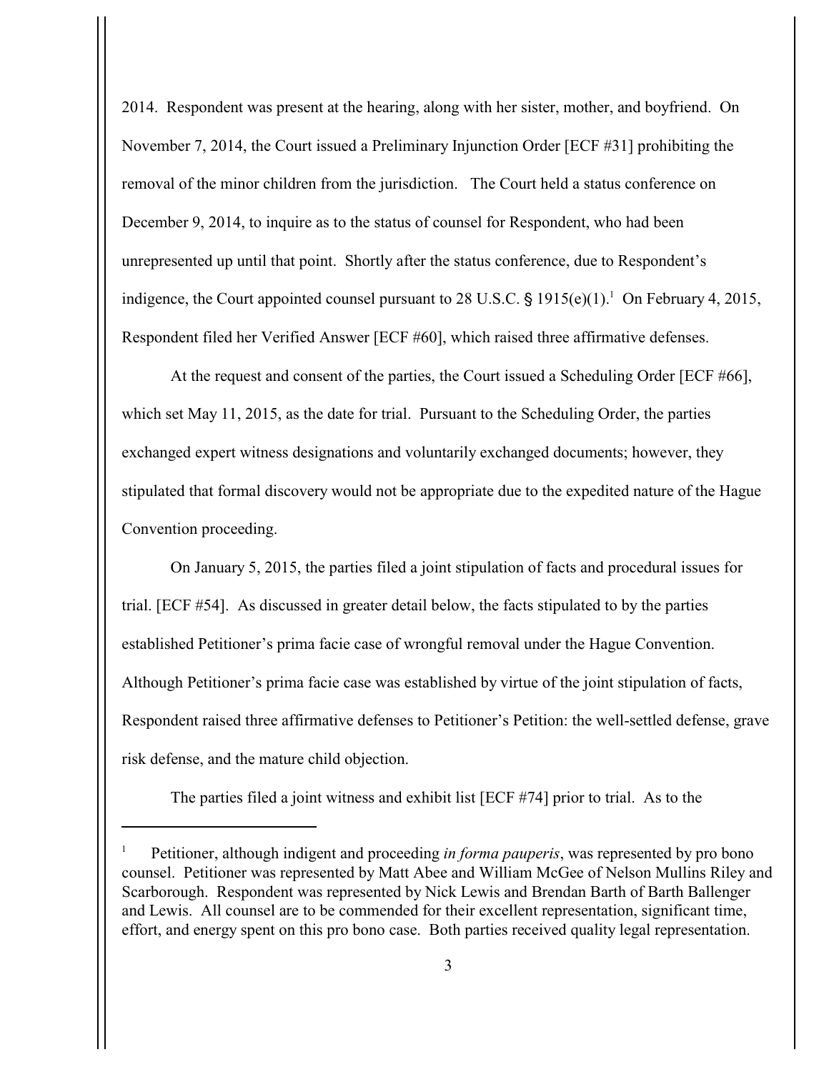2014. Respondent was present at the hearing, along with her sister, mother, and boyfriend. On November 7, 2014, the Court issued a Preliminary Injunction Order [ECF #31] prohibiting the removal of the minor children from the jurisdiction. The Court held a status conference on December 9, 2014, to inquire as to the status of counsel for Respondent, who had been unrepresented up until that point. Shortly after the status conference, due to Respondent's indigence, the Court appointed counsel pursuant to 28 U.S.C. § 1915(e)(1).[1] On February 4, 2015, Respondent filed her Verified Answer [ECF #60], which raised three affirmative defenses.

At the request and consent of the parties, the Court issued a Scheduling Order [ECF #66], which set May 11, 2015, as the date for trial. Pursuant to the Scheduling Order, the parties exchanged expert witness designations and voluntarily exchanged documents; however, they stipulated that formal discovery would not be appropriate due to the expedited nature of the Hague Convention proceeding.

On January 5, 2015, the parties filed a joint stipulation of facts and procedural issues for trial. [ECF #54]. As discussed in greater detail below, the facts stipulated to by the parties established Petitioner's prima facie case of wrongful removal under the Hague Convention. Although Petitioner's prima facie case was established by virtue of the joint stipulation of facts, Respondent raised three affirmative defenses to Petitioner's Petition: the well-settled defense, grave risk defense, and the mature child objection.

The parties filed a joint witness and exhibit list [ECF #74] prior to trial. As to the

---

[1] Petitioner, although indigent and proceeding *in forma pauperis*, was represented by pro bono counsel. Petitioner was represented by Matt Abee and William McGee of Nelson Mullins Riley and Scarborough. Respondent was represented by Nick Lewis and Brendan Barth of Barth Ballenger and Lewis. All counsel are to be commended for their excellent representation, significant time, effort, and energy spent on this pro bono case. Both parties received quality legal representation.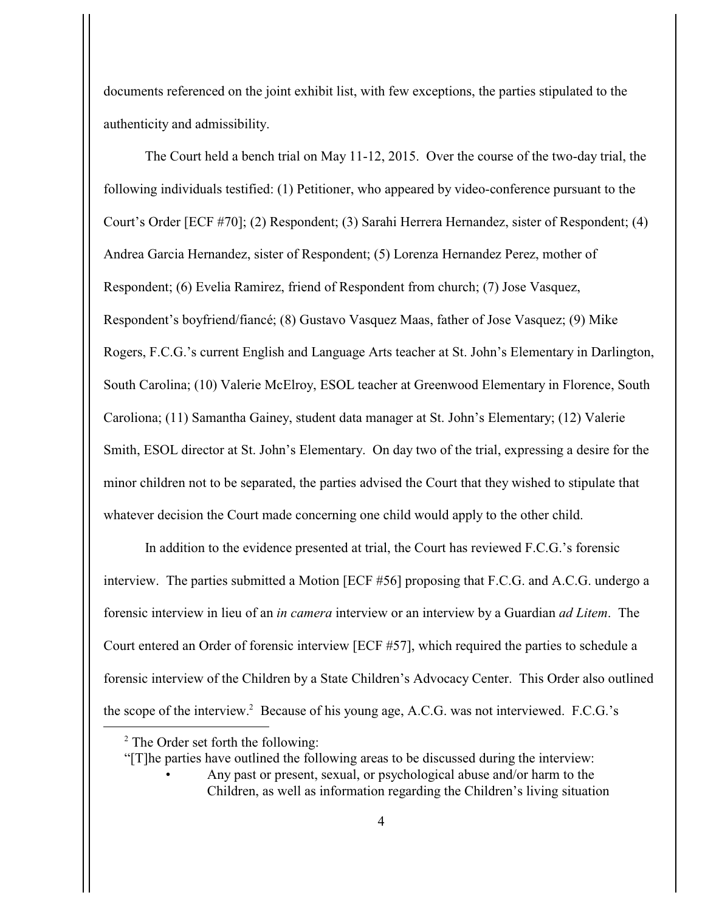documents referenced on the joint exhibit list, with few exceptions, the parties stipulated to the authenticity and admissibility.

The Court held a bench trial on May 11-12, 2015. Over the course of the two-day trial, the following individuals testified: (1) Petitioner, who appeared by video-conference pursuant to the Court's Order [ECF #70]; (2) Respondent; (3) Sarahi Herrera Hernandez, sister of Respondent; (4) Andrea Garcia Hernandez, sister of Respondent; (5) Lorenza Hernandez Perez, mother of Respondent; (6) Evelia Ramirez, friend of Respondent from church; (7) Jose Vasquez, Respondent's boyfriend/fiancé; (8) Gustavo Vasquez Maas, father of Jose Vasquez; (9) Mike Rogers, F.C.G.'s current English and Language Arts teacher at St. John's Elementary in Darlington, South Carolina; (10) Valerie McElroy, ESOL teacher at Greenwood Elementary in Florence, South Caroliona; (11) Samantha Gainey, student data manager at St. John's Elementary; (12) Valerie Smith, ESOL director at St. John's Elementary. On day two of the trial, expressing a desire for the minor children not to be separated, the parties advised the Court that they wished to stipulate that whatever decision the Court made concerning one child would apply to the other child.

In addition to the evidence presented at trial, the Court has reviewed F.C.G.'s forensic interview. The parties submitted a Motion [ECF #56] proposing that F.C.G. and A.C.G. undergo a forensic interview in lieu of an *in camera* interview or an interview by a Guardian *ad Litem*. The Court entered an Order of forensic interview [ECF #57], which required the parties to schedule a forensic interview of the Children by a State Children's Advocacy Center. This Order also outlined the scope of the interview.[2] Because of his young age, A.C.G. was not interviewed. F.C.G.'s

---

[2] The Order set forth the following:

"[T]he parties have outlined the following areas to be discussed during the interview:

- Any past or present, sexual, or psychological abuse and/or harm to the Children, as well as information regarding the Children's living situation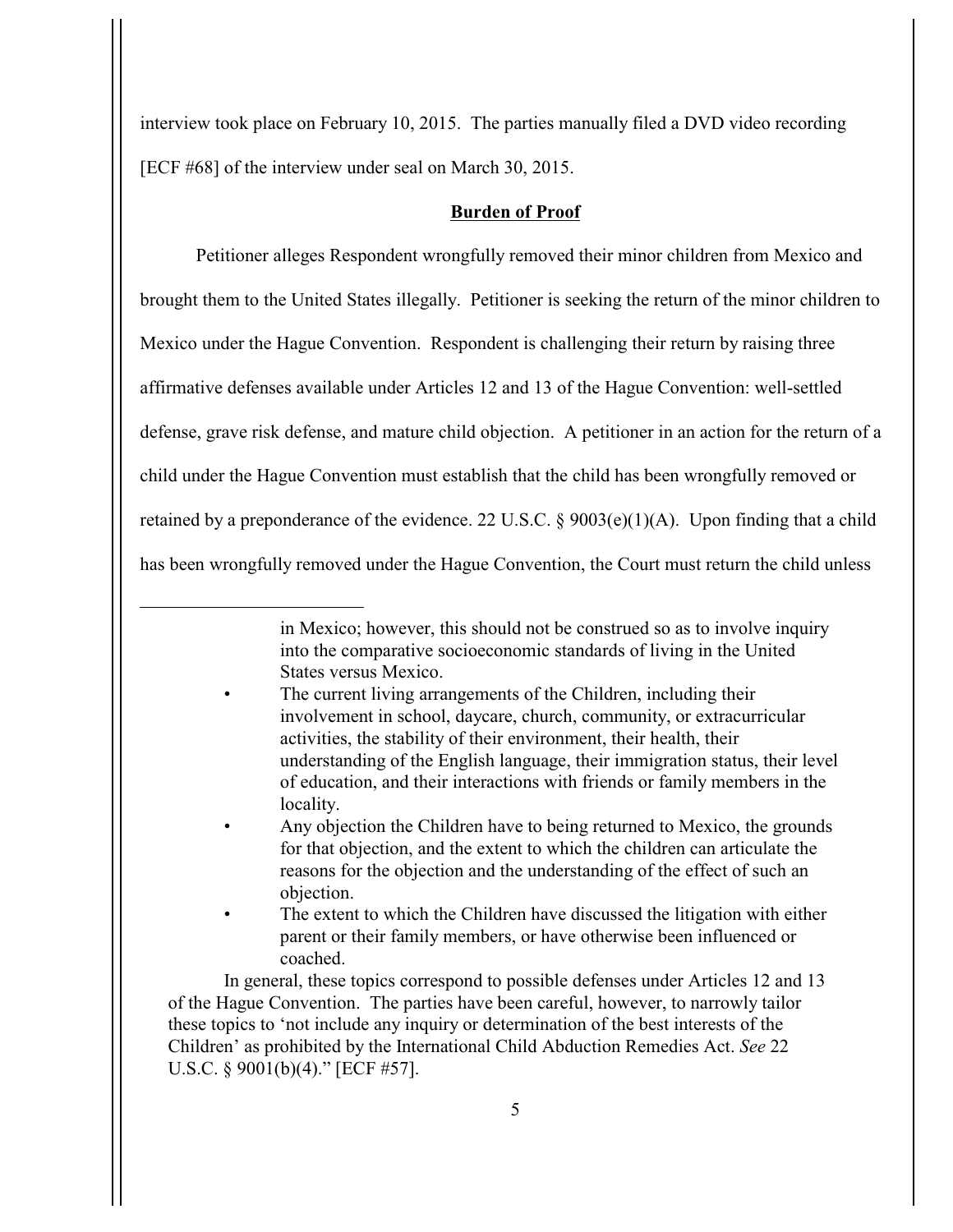interview took place on February 10, 2015. The parties manually filed a DVD video recording [ECF #68] of the interview under seal on March 30, 2015.

## **Burden of Proof**

Petitioner alleges Respondent wrongfully removed their minor children from Mexico and brought them to the United States illegally. Petitioner is seeking the return of the minor children to Mexico under the Hague Convention. Respondent is challenging their return by raising three affirmative defenses available under Articles 12 and 13 of the Hague Convention: well-settled defense, grave risk defense, and mature child objection. A petitioner in an action for the return of a child under the Hague Convention must establish that the child has been wrongfully removed or retained by a preponderance of the evidence. 22 U.S.C. § 9003(e)(1)(A). Upon finding that a child has been wrongfully removed under the Hague Convention, the Court must return the child unless

---

in Mexico; however, this should not be construed so as to involve inquiry into the comparative socioeconomic standards of living in the United States versus Mexico.

- The current living arrangements of the Children, including their involvement in school, daycare, church, community, or extracurricular activities, the stability of their environment, their health, their understanding of the English language, their immigration status, their level of education, and their interactions with friends or family members in the locality.
- Any objection the Children have to being returned to Mexico, the grounds for that objection, and the extent to which the children can articulate the reasons for the objection and the understanding of the effect of such an objection.
- The extent to which the Children have discussed the litigation with either parent or their family members, or have otherwise been influenced or coached.

In general, these topics correspond to possible defenses under Articles 12 and 13 of the Hague Convention. The parties have been careful, however, to narrowly tailor these topics to 'not include any inquiry or determination of the best interests of the Children' as prohibited by the International Child Abduction Remedies Act. *See* 22 U.S.C. § 9001(b)(4)." [ECF #57].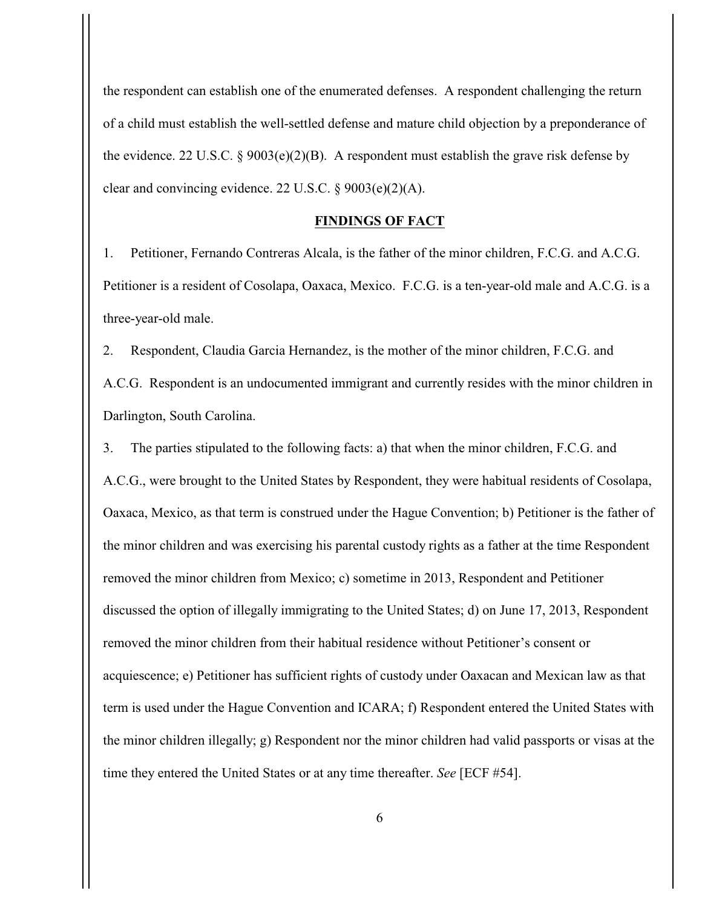the respondent can establish one of the enumerated defenses. A respondent challenging the return of a child must establish the well-settled defense and mature child objection by a preponderance of the evidence. 22 U.S.C. § 9003(e)(2)(B). A respondent must establish the grave risk defense by clear and convincing evidence. 22 U.S.C. § 9003(e)(2)(A).

## FINDINGS OF FACT

1. Petitioner, Fernando Contreras Alcala, is the father of the minor children, F.C.G. and A.C.G. Petitioner is a resident of Cosolapa, Oaxaca, Mexico. F.C.G. is a ten-year-old male and A.C.G. is a three-year-old male.

2. Respondent, Claudia Garcia Hernandez, is the mother of the minor children, F.C.G. and A.C.G. Respondent is an undocumented immigrant and currently resides with the minor children in Darlington, South Carolina.

3. The parties stipulated to the following facts: a) that when the minor children, F.C.G. and A.C.G., were brought to the United States by Respondent, they were habitual residents of Cosolapa, Oaxaca, Mexico, as that term is construed under the Hague Convention; b) Petitioner is the father of the minor children and was exercising his parental custody rights as a father at the time Respondent removed the minor children from Mexico; c) sometime in 2013, Respondent and Petitioner discussed the option of illegally immigrating to the United States; d) on June 17, 2013, Respondent removed the minor children from their habitual residence without Petitioner's consent or acquiescence; e) Petitioner has sufficient rights of custody under Oaxacan and Mexican law as that term is used under the Hague Convention and ICARA; f) Respondent entered the United States with the minor children illegally; g) Respondent nor the minor children had valid passports or visas at the time they entered the United States or at any time thereafter. *See* [ECF #54].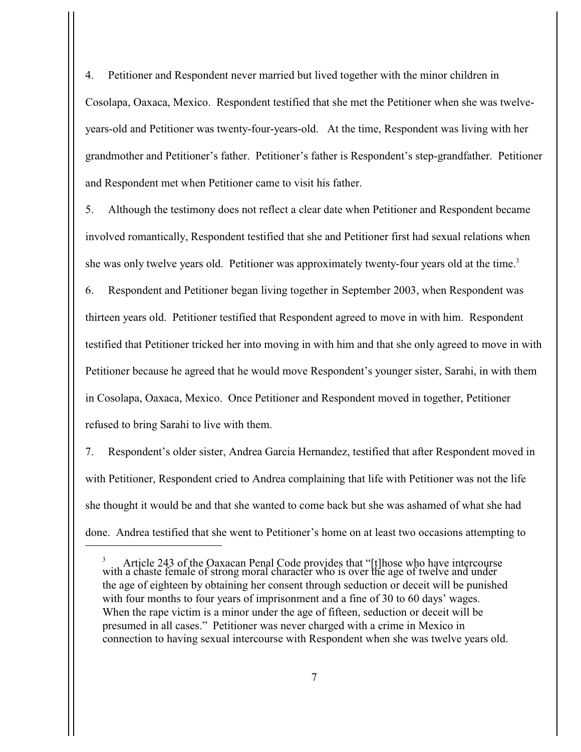4. Petitioner and Respondent never married but lived together with the minor children in Cosolapa, Oaxaca, Mexico. Respondent testified that she met the Petitioner when she was twelve-years-old and Petitioner was twenty-four-years-old. At the time, Respondent was living with her grandmother and Petitioner's father. Petitioner's father is Respondent's step-grandfather. Petitioner and Respondent met when Petitioner came to visit his father.

5. Although the testimony does not reflect a clear date when Petitioner and Respondent became involved romantically, Respondent testified that she and Petitioner first had sexual relations when she was only twelve years old. Petitioner was approximately twenty-four years old at the time.[3]

6. Respondent and Petitioner began living together in September 2003, when Respondent was thirteen years old. Petitioner testified that Respondent agreed to move in with him. Respondent testified that Petitioner tricked her into moving in with him and that she only agreed to move in with Petitioner because he agreed that he would move Respondent's younger sister, Sarahi, in with them in Cosolapa, Oaxaca, Mexico. Once Petitioner and Respondent moved in together, Petitioner refused to bring Sarahi to live with them.

7. Respondent's older sister, Andrea Garcia Hernandez, testified that after Respondent moved in with Petitioner, Respondent cried to Andrea complaining that life with Petitioner was not the life she thought it would be and that she wanted to come back but she was ashamed of what she had done. Andrea testified that she went to Petitioner's home on at least two occasions attempting to

---

[3] Article 243 of the Oaxacan Penal Code provides that "[t]hose who have intercourse with a chaste female of strong moral character who is over the age of twelve and under the age of eighteen by obtaining her consent through seduction or deceit will be punished with four months to four years of imprisonment and a fine of 30 to 60 days' wages. When the rape victim is a minor under the age of fifteen, seduction or deceit will be presumed in all cases." Petitioner was never charged with a crime in Mexico in connection to having sexual intercourse with Respondent when she was twelve years old.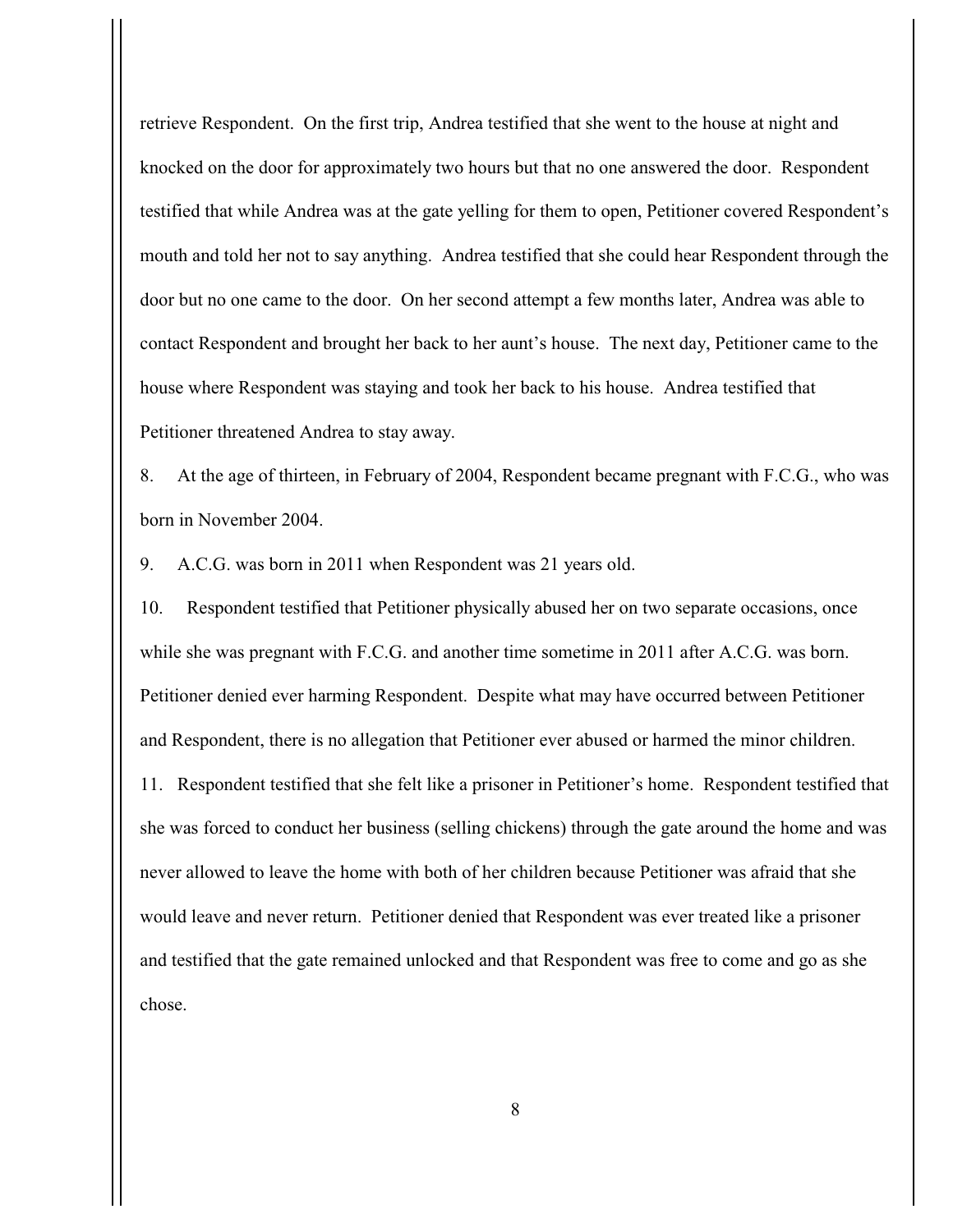retrieve Respondent. On the first trip, Andrea testified that she went to the house at night and knocked on the door for approximately two hours but that no one answered the door. Respondent testified that while Andrea was at the gate yelling for them to open, Petitioner covered Respondent's mouth and told her not to say anything. Andrea testified that she could hear Respondent through the door but no one came to the door. On her second attempt a few months later, Andrea was able to contact Respondent and brought her back to her aunt's house. The next day, Petitioner came to the house where Respondent was staying and took her back to his house. Andrea testified that Petitioner threatened Andrea to stay away.

8. At the age of thirteen, in February of 2004, Respondent became pregnant with F.C.G., who was born in November 2004.

9. A.C.G. was born in 2011 when Respondent was 21 years old.

10. Respondent testified that Petitioner physically abused her on two separate occasions, once while she was pregnant with F.C.G. and another time sometime in 2011 after A.C.G. was born. Petitioner denied ever harming Respondent. Despite what may have occurred between Petitioner and Respondent, there is no allegation that Petitioner ever abused or harmed the minor children.

11. Respondent testified that she felt like a prisoner in Petitioner's home. Respondent testified that she was forced to conduct her business (selling chickens) through the gate around the home and was never allowed to leave the home with both of her children because Petitioner was afraid that she would leave and never return. Petitioner denied that Respondent was ever treated like a prisoner and testified that the gate remained unlocked and that Respondent was free to come and go as she chose.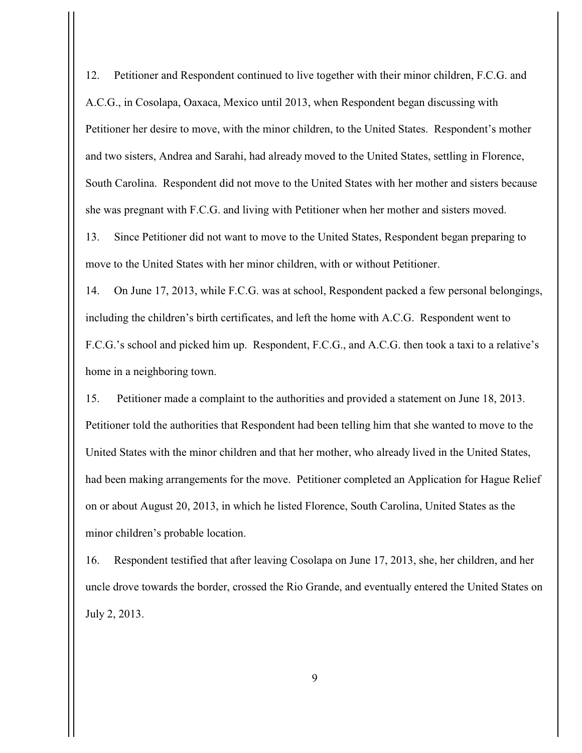12. Petitioner and Respondent continued to live together with their minor children, F.C.G. and A.C.G., in Cosolapa, Oaxaca, Mexico until 2013, when Respondent began discussing with Petitioner her desire to move, with the minor children, to the United States. Respondent's mother and two sisters, Andrea and Sarahi, had already moved to the United States, settling in Florence, South Carolina. Respondent did not move to the United States with her mother and sisters because she was pregnant with F.C.G. and living with Petitioner when her mother and sisters moved.

13. Since Petitioner did not want to move to the United States, Respondent began preparing to move to the United States with her minor children, with or without Petitioner.

14. On June 17, 2013, while F.C.G. was at school, Respondent packed a few personal belongings, including the children's birth certificates, and left the home with A.C.G. Respondent went to F.C.G.'s school and picked him up. Respondent, F.C.G., and A.C.G. then took a taxi to a relative's home in a neighboring town.

15. Petitioner made a complaint to the authorities and provided a statement on June 18, 2013. Petitioner told the authorities that Respondent had been telling him that she wanted to move to the United States with the minor children and that her mother, who already lived in the United States, had been making arrangements for the move. Petitioner completed an Application for Hague Relief on or about August 20, 2013, in which he listed Florence, South Carolina, United States as the minor children's probable location.

16. Respondent testified that after leaving Cosolapa on June 17, 2013, she, her children, and her uncle drove towards the border, crossed the Rio Grande, and eventually entered the United States on July 2, 2013.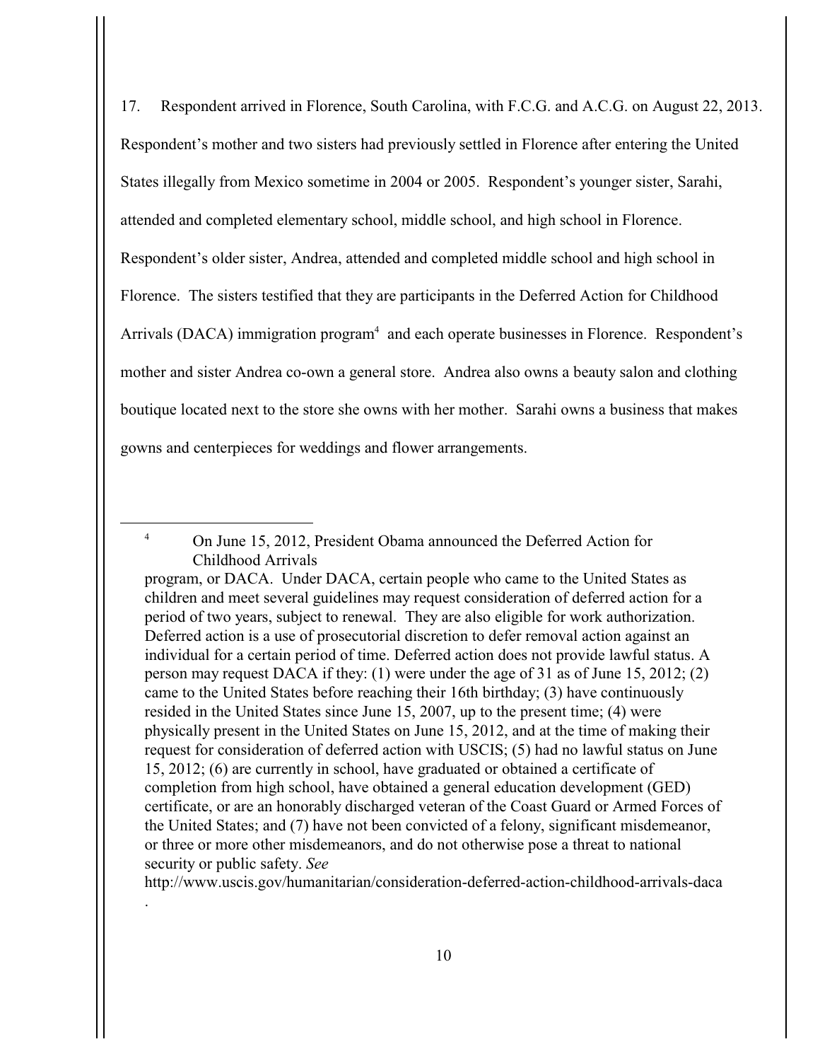17. Respondent arrived in Florence, South Carolina, with F.C.G. and A.C.G. on August 22, 2013. Respondent's mother and two sisters had previously settled in Florence after entering the United States illegally from Mexico sometime in 2004 or 2005. Respondent's younger sister, Sarahi, attended and completed elementary school, middle school, and high school in Florence. Respondent's older sister, Andrea, attended and completed middle school and high school in Florence. The sisters testified that they are participants in the Deferred Action for Childhood Arrivals (DACA) immigration program[4] and each operate businesses in Florence. Respondent's mother and sister Andrea co-own a general store. Andrea also owns a beauty salon and clothing boutique located next to the store she owns with her mother. Sarahi owns a business that makes gowns and centerpieces for weddings and flower arrangements.

---

[4] On June 15, 2012, President Obama announced the Deferred Action for Childhood Arrivals program, or DACA. Under DACA, certain people who came to the United States as children and meet several guidelines may request consideration of deferred action for a period of two years, subject to renewal. They are also eligible for work authorization. Deferred action is a use of prosecutorial discretion to defer removal action against an individual for a certain period of time. Deferred action does not provide lawful status. A person may request DACA if they: (1) were under the age of 31 as of June 15, 2012; (2) came to the United States before reaching their 16th birthday; (3) have continuously resided in the United States since June 15, 2007, up to the present time; (4) were physically present in the United States on June 15, 2012, and at the time of making their request for consideration of deferred action with USCIS; (5) had no lawful status on June 15, 2012; (6) are currently in school, have graduated or obtained a certificate of completion from high school, have obtained a general education development (GED) certificate, or are an honorably discharged veteran of the Coast Guard or Armed Forces of the United States; and (7) have not been convicted of a felony, significant misdemeanor, or three or more other misdemeanors, and do not otherwise pose a threat to national security or public safety. *See* http://www.uscis.gov/humanitarian/consideration-deferred-action-childhood-arrivals-daca.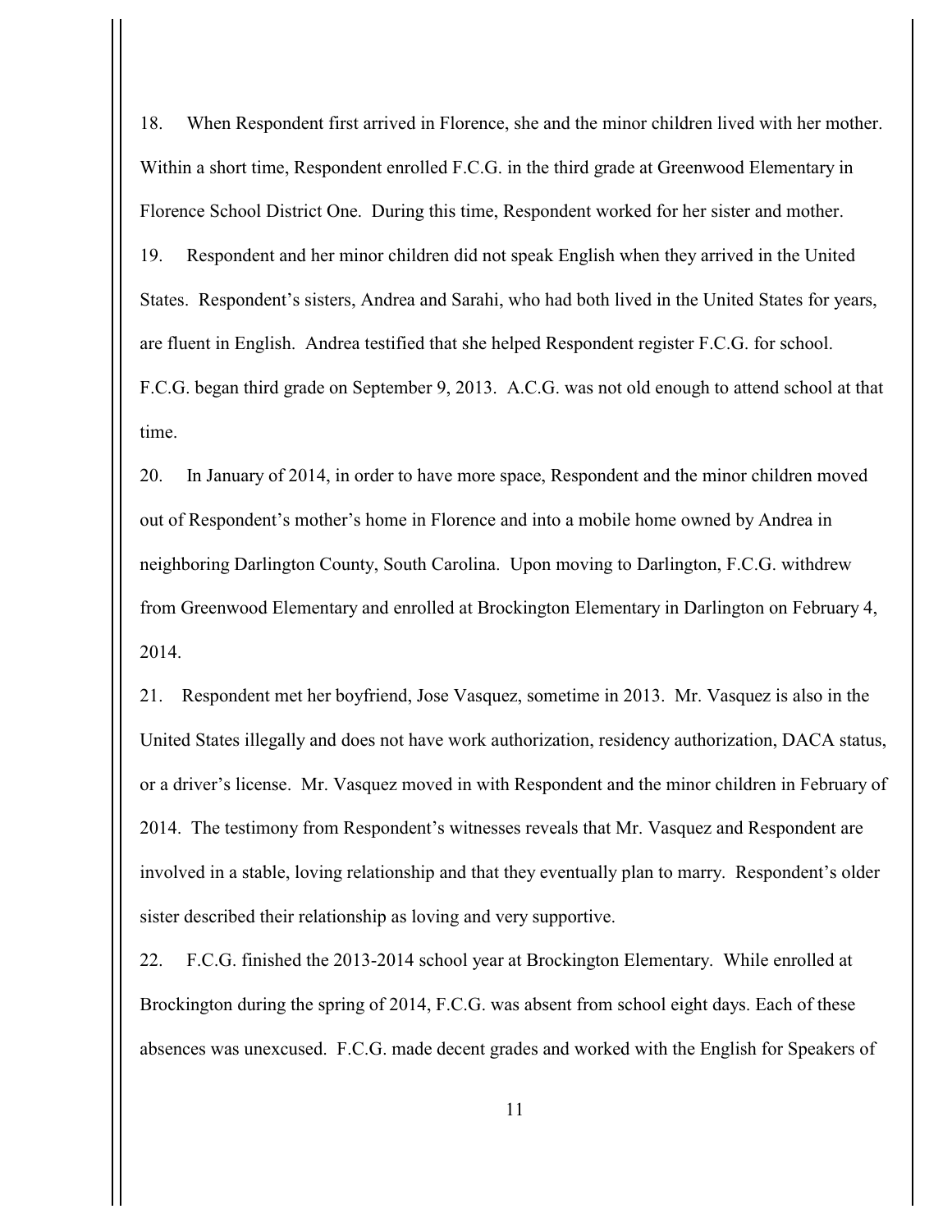18. When Respondent first arrived in Florence, she and the minor children lived with her mother. Within a short time, Respondent enrolled F.C.G. in the third grade at Greenwood Elementary in Florence School District One. During this time, Respondent worked for her sister and mother.

19. Respondent and her minor children did not speak English when they arrived in the United States. Respondent's sisters, Andrea and Sarahi, who had both lived in the United States for years, are fluent in English. Andrea testified that she helped Respondent register F.C.G. for school. F.C.G. began third grade on September 9, 2013. A.C.G. was not old enough to attend school at that time.

20. In January of 2014, in order to have more space, Respondent and the minor children moved out of Respondent's mother's home in Florence and into a mobile home owned by Andrea in neighboring Darlington County, South Carolina. Upon moving to Darlington, F.C.G. withdrew from Greenwood Elementary and enrolled at Brockington Elementary in Darlington on February 4, 2014.

21. Respondent met her boyfriend, Jose Vasquez, sometime in 2013. Mr. Vasquez is also in the United States illegally and does not have work authorization, residency authorization, DACA status, or a driver's license. Mr. Vasquez moved in with Respondent and the minor children in February of 2014. The testimony from Respondent's witnesses reveals that Mr. Vasquez and Respondent are involved in a stable, loving relationship and that they eventually plan to marry. Respondent's older sister described their relationship as loving and very supportive.

22. F.C.G. finished the 2013-2014 school year at Brockington Elementary. While enrolled at Brockington during the spring of 2014, F.C.G. was absent from school eight days. Each of these absences was unexcused. F.C.G. made decent grades and worked with the English for Speakers of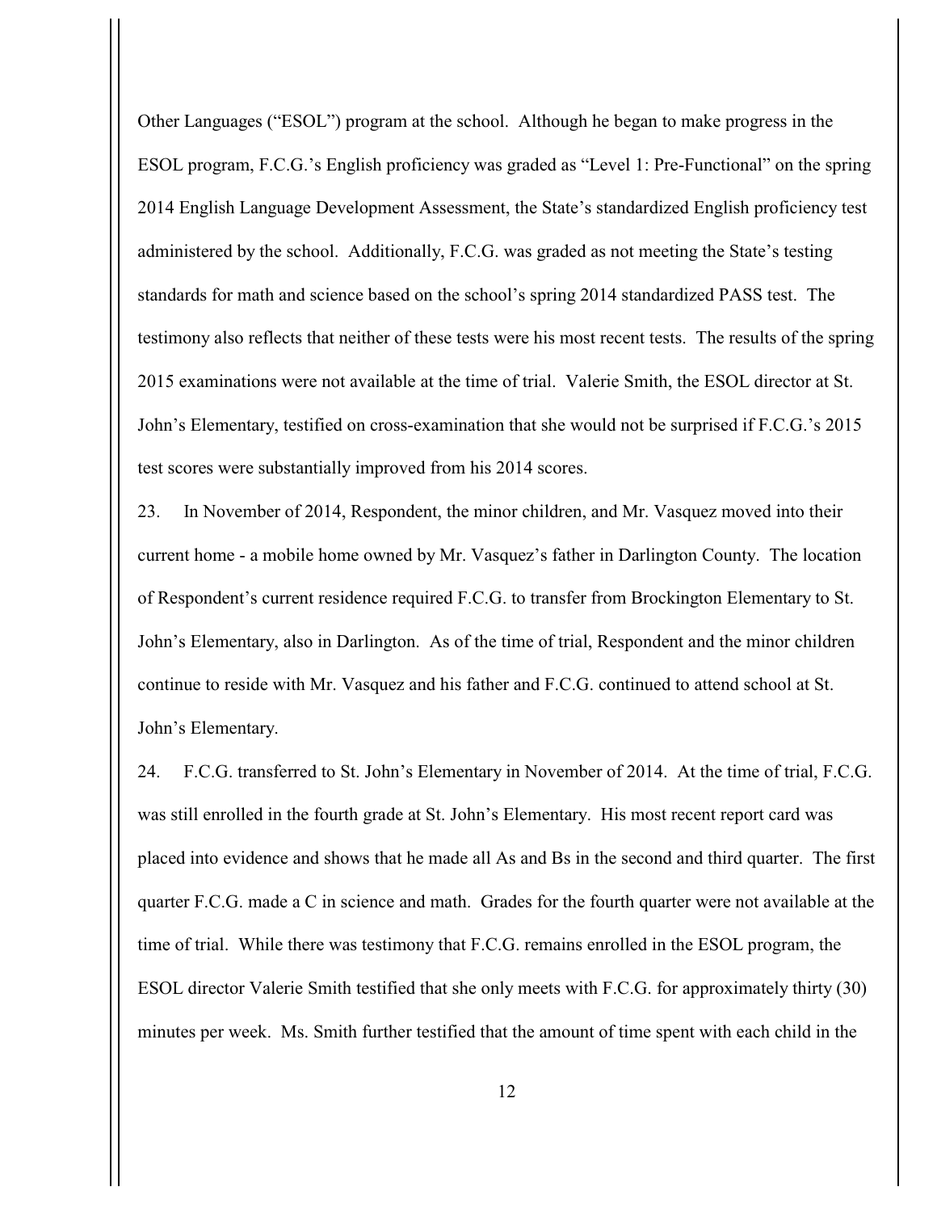Other Languages ("ESOL") program at the school. Although he began to make progress in the ESOL program, F.C.G.'s English proficiency was graded as "Level 1: Pre-Functional" on the spring 2014 English Language Development Assessment, the State's standardized English proficiency test administered by the school. Additionally, F.C.G. was graded as not meeting the State's testing standards for math and science based on the school's spring 2014 standardized PASS test. The testimony also reflects that neither of these tests were his most recent tests. The results of the spring 2015 examinations were not available at the time of trial. Valerie Smith, the ESOL director at St. John's Elementary, testified on cross-examination that she would not be surprised if F.C.G.'s 2015 test scores were substantially improved from his 2014 scores.

23. In November of 2014, Respondent, the minor children, and Mr. Vasquez moved into their current home - a mobile home owned by Mr. Vasquez's father in Darlington County. The location of Respondent's current residence required F.C.G. to transfer from Brockington Elementary to St. John's Elementary, also in Darlington. As of the time of trial, Respondent and the minor children continue to reside with Mr. Vasquez and his father and F.C.G. continued to attend school at St. John's Elementary.

24. F.C.G. transferred to St. John's Elementary in November of 2014. At the time of trial, F.C.G. was still enrolled in the fourth grade at St. John's Elementary. His most recent report card was placed into evidence and shows that he made all As and Bs in the second and third quarter. The first quarter F.C.G. made a C in science and math. Grades for the fourth quarter were not available at the time of trial. While there was testimony that F.C.G. remains enrolled in the ESOL program, the ESOL director Valerie Smith testified that she only meets with F.C.G. for approximately thirty (30) minutes per week. Ms. Smith further testified that the amount of time spent with each child in the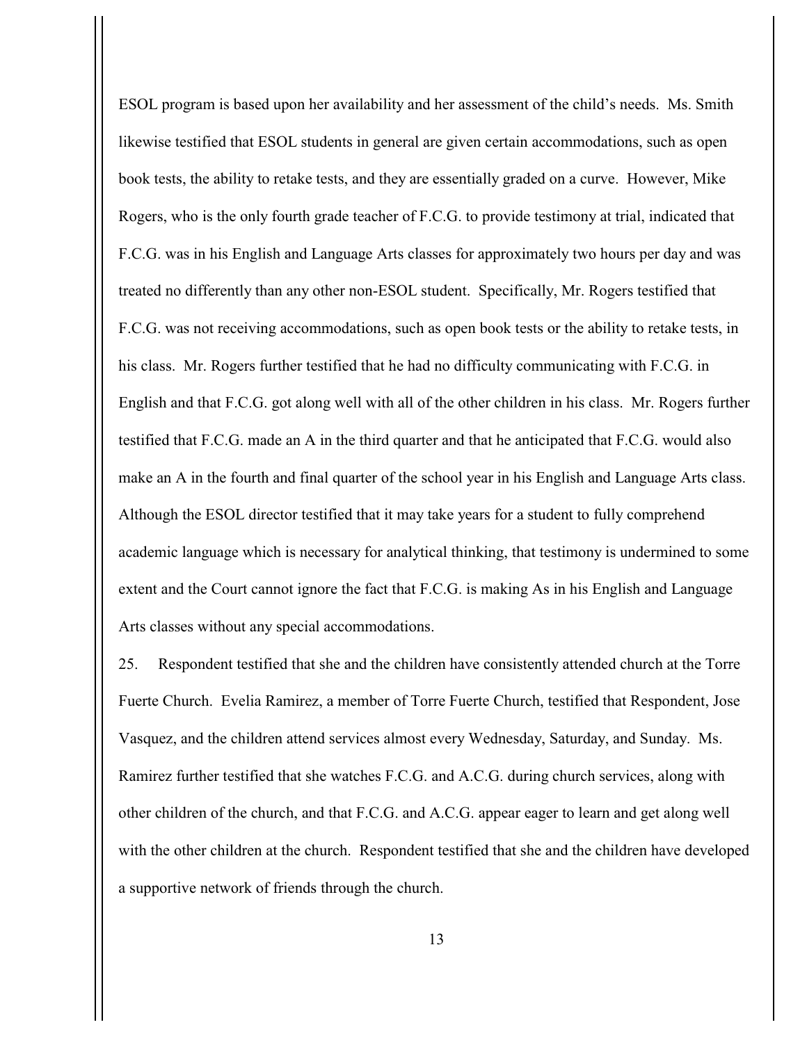ESOL program is based upon her availability and her assessment of the child's needs. Ms. Smith likewise testified that ESOL students in general are given certain accommodations, such as open book tests, the ability to retake tests, and they are essentially graded on a curve. However, Mike Rogers, who is the only fourth grade teacher of F.C.G. to provide testimony at trial, indicated that F.C.G. was in his English and Language Arts classes for approximately two hours per day and was treated no differently than any other non-ESOL student. Specifically, Mr. Rogers testified that F.C.G. was not receiving accommodations, such as open book tests or the ability to retake tests, in his class. Mr. Rogers further testified that he had no difficulty communicating with F.C.G. in English and that F.C.G. got along well with all of the other children in his class. Mr. Rogers further testified that F.C.G. made an A in the third quarter and that he anticipated that F.C.G. would also make an A in the fourth and final quarter of the school year in his English and Language Arts class. Although the ESOL director testified that it may take years for a student to fully comprehend academic language which is necessary for analytical thinking, that testimony is undermined to some extent and the Court cannot ignore the fact that F.C.G. is making As in his English and Language Arts classes without any special accommodations.

25. Respondent testified that she and the children have consistently attended church at the Torre Fuerte Church. Evelia Ramirez, a member of Torre Fuerte Church, testified that Respondent, Jose Vasquez, and the children attend services almost every Wednesday, Saturday, and Sunday. Ms. Ramirez further testified that she watches F.C.G. and A.C.G. during church services, along with other children of the church, and that F.C.G. and A.C.G. appear eager to learn and get along well with the other children at the church. Respondent testified that she and the children have developed a supportive network of friends through the church.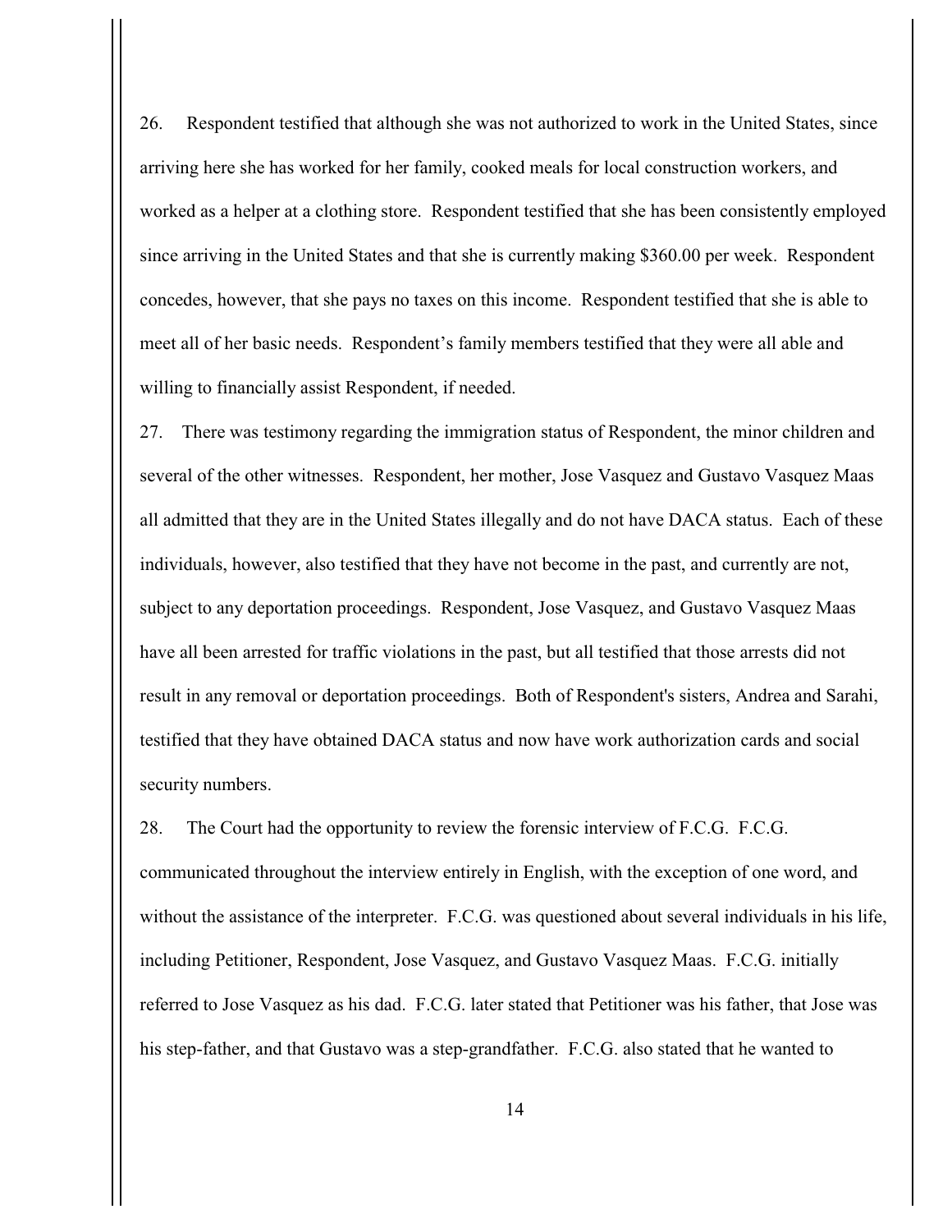26. Respondent testified that although she was not authorized to work in the United States, since arriving here she has worked for her family, cooked meals for local construction workers, and worked as a helper at a clothing store. Respondent testified that she has been consistently employed since arriving in the United States and that she is currently making $360.00 per week. Respondent concedes, however, that she pays no taxes on this income. Respondent testified that she is able to meet all of her basic needs. Respondent's family members testified that they were all able and willing to financially assist Respondent, if needed.

27. There was testimony regarding the immigration status of Respondent, the minor children and several of the other witnesses. Respondent, her mother, Jose Vasquez and Gustavo Vasquez Maas all admitted that they are in the United States illegally and do not have DACA status. Each of these individuals, however, also testified that they have not become in the past, and currently are not, subject to any deportation proceedings. Respondent, Jose Vasquez, and Gustavo Vasquez Maas have all been arrested for traffic violations in the past, but all testified that those arrests did not result in any removal or deportation proceedings. Both of Respondent's sisters, Andrea and Sarahi, testified that they have obtained DACA status and now have work authorization cards and social security numbers.

28. The Court had the opportunity to review the forensic interview of F.C.G. F.C.G. communicated throughout the interview entirely in English, with the exception of one word, and without the assistance of the interpreter. F.C.G. was questioned about several individuals in his life, including Petitioner, Respondent, Jose Vasquez, and Gustavo Vasquez Maas. F.C.G. initially referred to Jose Vasquez as his dad. F.C.G. later stated that Petitioner was his father, that Jose was his step-father, and that Gustavo was a step-grandfather. F.C.G. also stated that he wanted to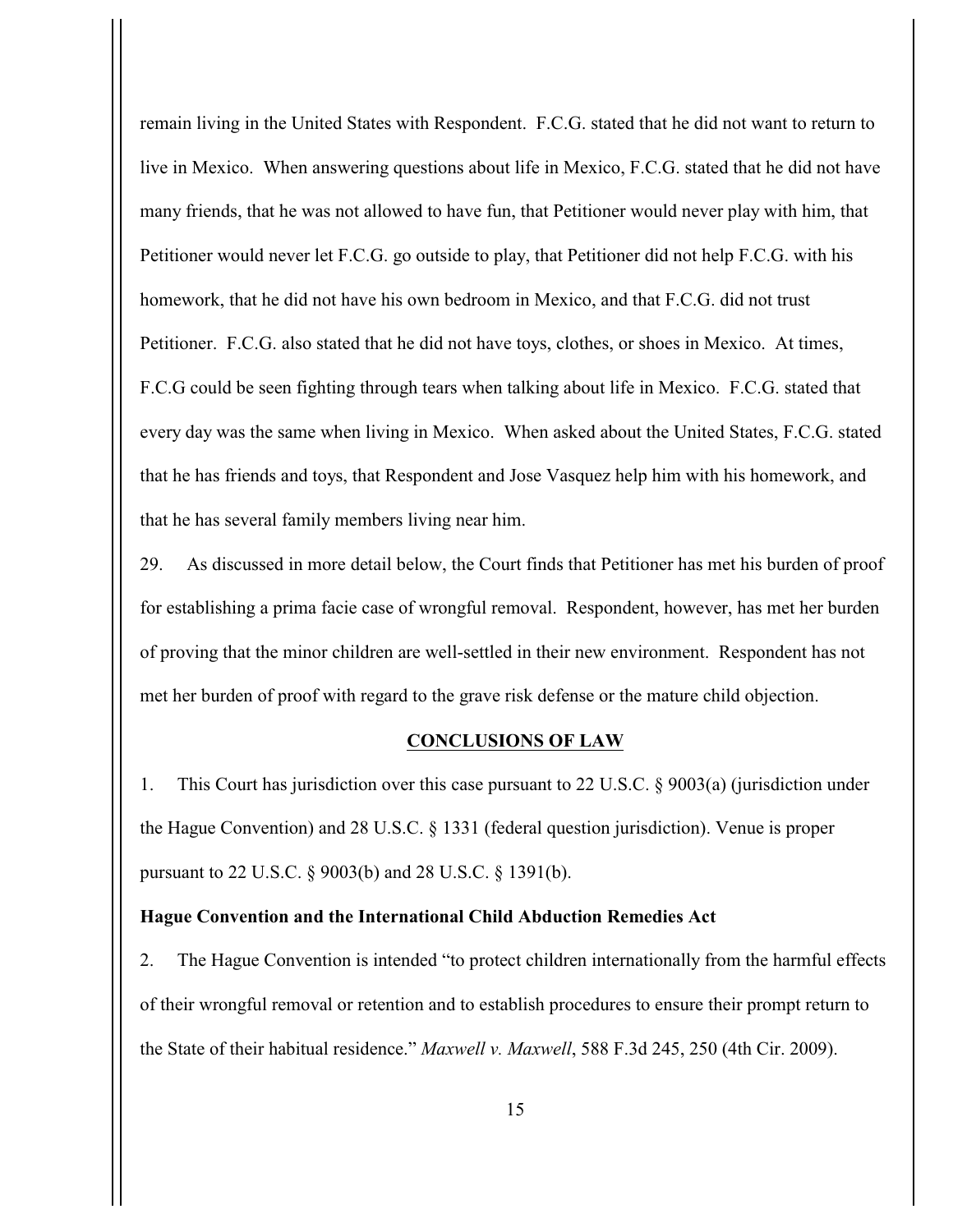remain living in the United States with Respondent. F.C.G. stated that he did not want to return to live in Mexico. When answering questions about life in Mexico, F.C.G. stated that he did not have many friends, that he was not allowed to have fun, that Petitioner would never play with him, that Petitioner would never let F.C.G. go outside to play, that Petitioner did not help F.C.G. with his homework, that he did not have his own bedroom in Mexico, and that F.C.G. did not trust Petitioner. F.C.G. also stated that he did not have toys, clothes, or shoes in Mexico. At times, F.C.G could be seen fighting through tears when talking about life in Mexico. F.C.G. stated that every day was the same when living in Mexico. When asked about the United States, F.C.G. stated that he has friends and toys, that Respondent and Jose Vasquez help him with his homework, and that he has several family members living near him.

29. As discussed in more detail below, the Court finds that Petitioner has met his burden of proof for establishing a prima facie case of wrongful removal. Respondent, however, has met her burden of proving that the minor children are well-settled in their new environment. Respondent has not met her burden of proof with regard to the grave risk defense or the mature child objection.

## CONCLUSIONS OF LAW

1. This Court has jurisdiction over this case pursuant to 22 U.S.C. § 9003(a) (jurisdiction under the Hague Convention) and 28 U.S.C. § 1331 (federal question jurisdiction). Venue is proper pursuant to 22 U.S.C. § 9003(b) and 28 U.S.C. § 1391(b).

### Hague Convention and the International Child Abduction Remedies Act

2. The Hague Convention is intended "to protect children internationally from the harmful effects of their wrongful removal or retention and to establish procedures to ensure their prompt return to the State of their habitual residence." *Maxwell v. Maxwell*, 588 F.3d 245, 250 (4th Cir. 2009).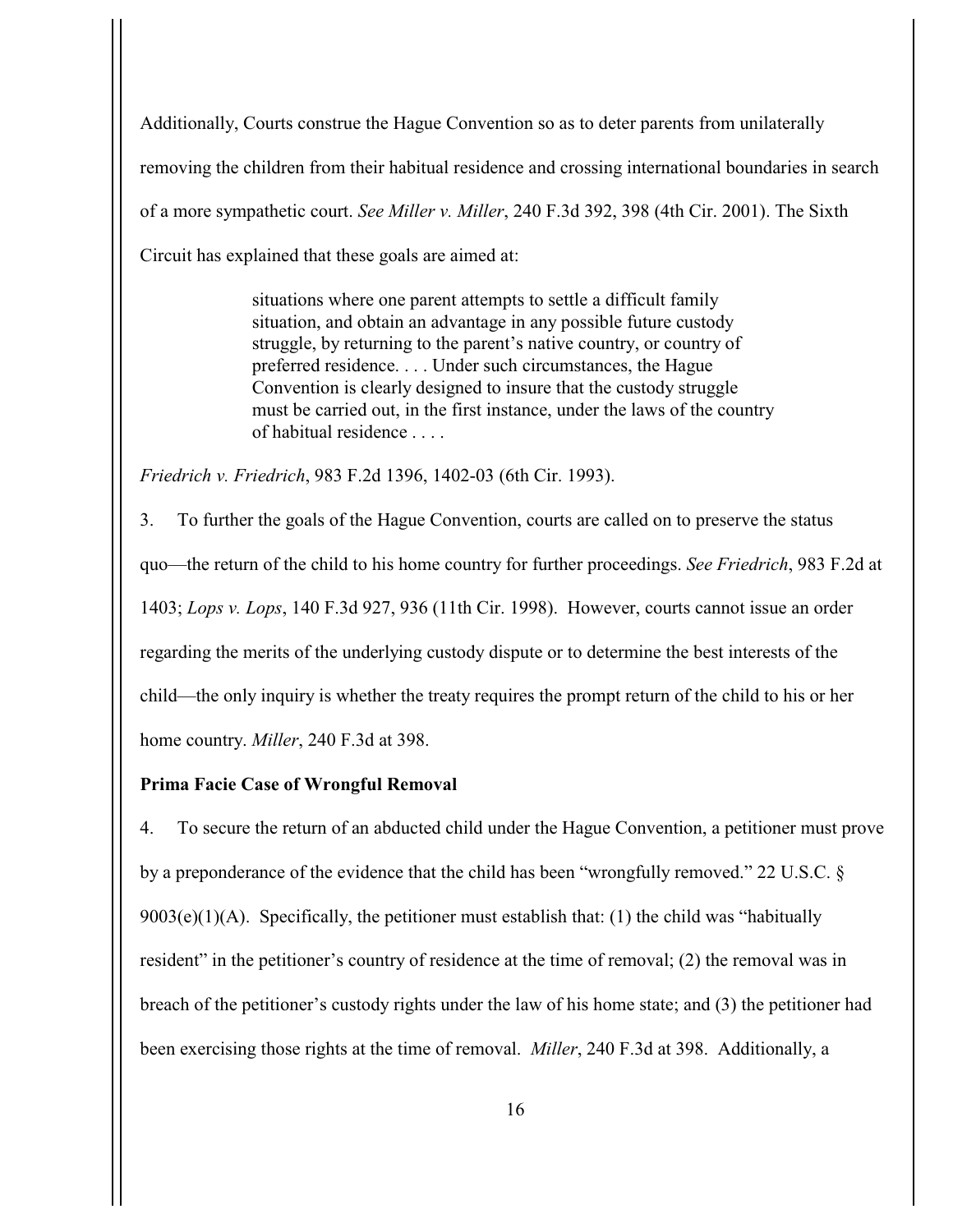Additionally, Courts construe the Hague Convention so as to deter parents from unilaterally removing the children from their habitual residence and crossing international boundaries in search of a more sympathetic court. *See Miller v. Miller*, 240 F.3d 392, 398 (4th Cir. 2001). The Sixth Circuit has explained that these goals are aimed at:

> situations where one parent attempts to settle a difficult family situation, and obtain an advantage in any possible future custody struggle, by returning to the parent's native country, or country of preferred residence. . . . Under such circumstances, the Hague Convention is clearly designed to insure that the custody struggle must be carried out, in the first instance, under the laws of the country of habitual residence . . . .

*Friedrich v. Friedrich*, 983 F.2d 1396, 1402-03 (6th Cir. 1993).

3. To further the goals of the Hague Convention, courts are called on to preserve the status quo—the return of the child to his home country for further proceedings. *See Friedrich*, 983 F.2d at 1403; *Lops v. Lops*, 140 F.3d 927, 936 (11th Cir. 1998). However, courts cannot issue an order regarding the merits of the underlying custody dispute or to determine the best interests of the child—the only inquiry is whether the treaty requires the prompt return of the child to his or her home country. *Miller*, 240 F.3d at 398.

**Prima Facie Case of Wrongful Removal**

4. To secure the return of an abducted child under the Hague Convention, a petitioner must prove by a preponderance of the evidence that the child has been "wrongfully removed." 22 U.S.C. § 9003(e)(1)(A). Specifically, the petitioner must establish that: (1) the child was "habitually resident" in the petitioner's country of residence at the time of removal; (2) the removal was in breach of the petitioner's custody rights under the law of his home state; and (3) the petitioner had been exercising those rights at the time of removal. *Miller*, 240 F.3d at 398. Additionally, a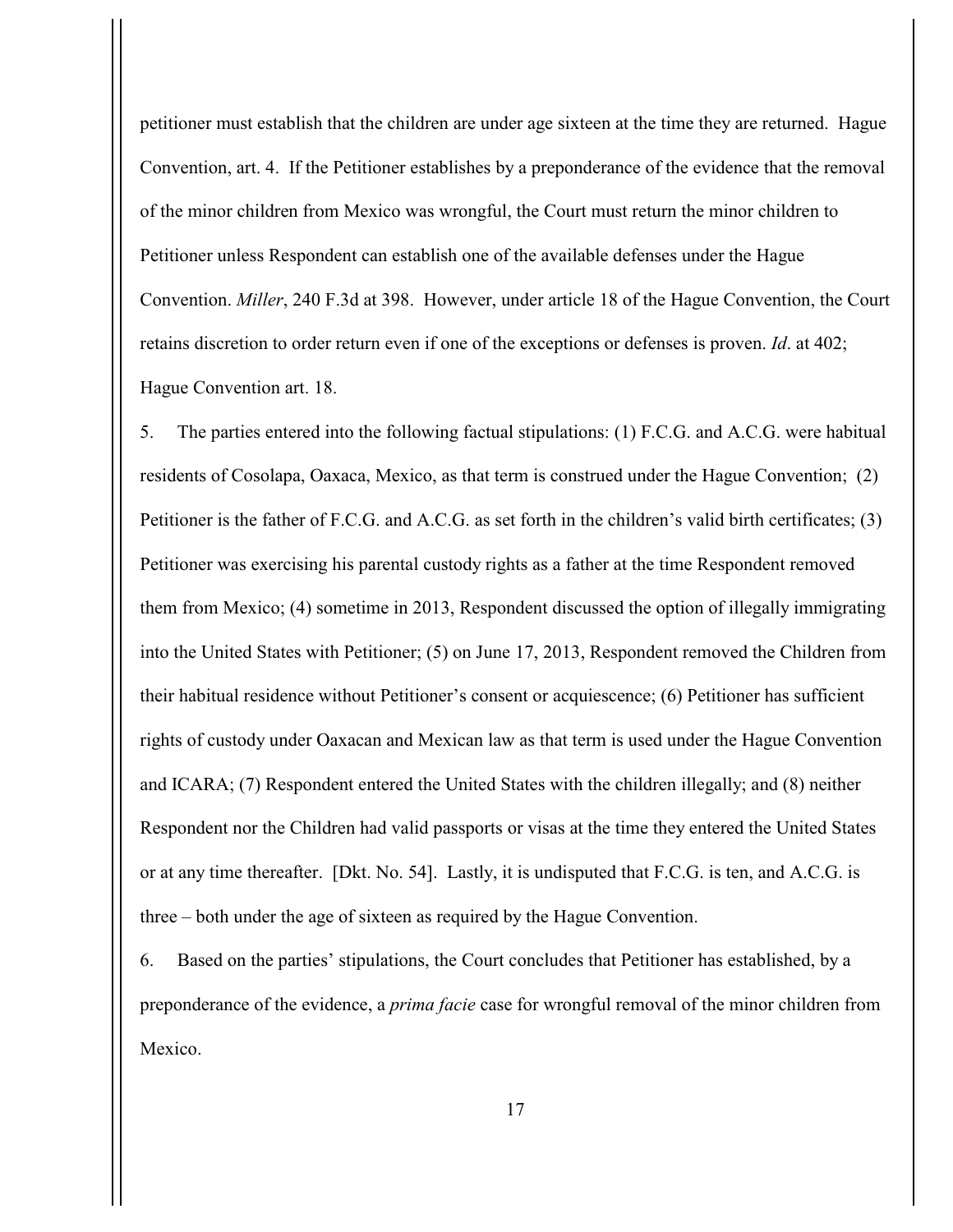petitioner must establish that the children are under age sixteen at the time they are returned. Hague Convention, art. 4. If the Petitioner establishes by a preponderance of the evidence that the removal of the minor children from Mexico was wrongful, the Court must return the minor children to Petitioner unless Respondent can establish one of the available defenses under the Hague Convention. *Miller*, 240 F.3d at 398. However, under article 18 of the Hague Convention, the Court retains discretion to order return even if one of the exceptions or defenses is proven. *Id*. at 402; Hague Convention art. 18.

5. The parties entered into the following factual stipulations: (1) F.C.G. and A.C.G. were habitual residents of Cosolapa, Oaxaca, Mexico, as that term is construed under the Hague Convention; (2) Petitioner is the father of F.C.G. and A.C.G. as set forth in the children's valid birth certificates; (3) Petitioner was exercising his parental custody rights as a father at the time Respondent removed them from Mexico; (4) sometime in 2013, Respondent discussed the option of illegally immigrating into the United States with Petitioner; (5) on June 17, 2013, Respondent removed the Children from their habitual residence without Petitioner's consent or acquiescence; (6) Petitioner has sufficient rights of custody under Oaxacan and Mexican law as that term is used under the Hague Convention and ICARA; (7) Respondent entered the United States with the children illegally; and (8) neither Respondent nor the Children had valid passports or visas at the time they entered the United States or at any time thereafter. [Dkt. No. 54]. Lastly, it is undisputed that F.C.G. is ten, and A.C.G. is three – both under the age of sixteen as required by the Hague Convention.

6. Based on the parties' stipulations, the Court concludes that Petitioner has established, by a preponderance of the evidence, a *prima facie* case for wrongful removal of the minor children from Mexico.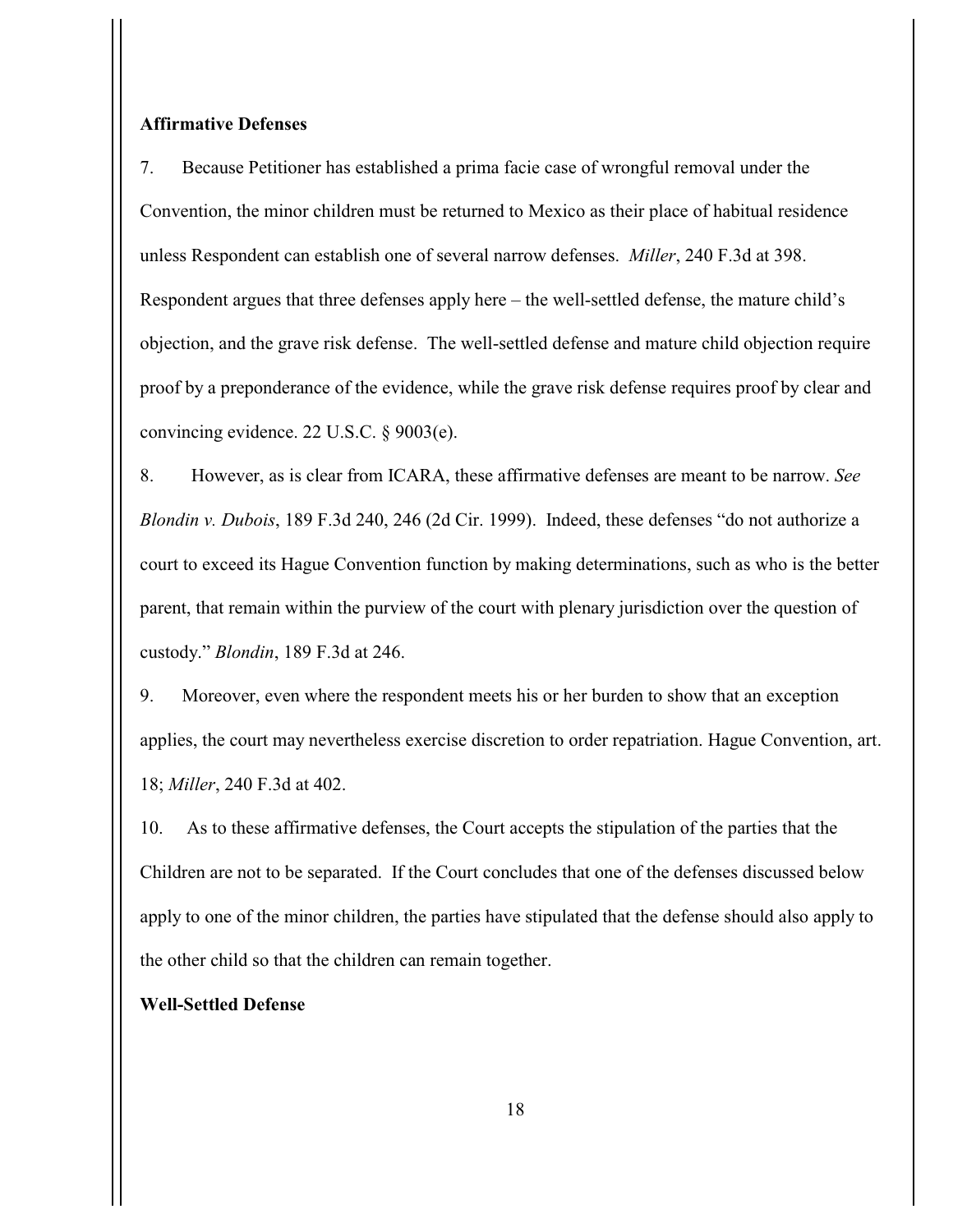**Affirmative Defenses**

7. Because Petitioner has established a prima facie case of wrongful removal under the Convention, the minor children must be returned to Mexico as their place of habitual residence unless Respondent can establish one of several narrow defenses. *Miller*, 240 F.3d at 398. Respondent argues that three defenses apply here – the well-settled defense, the mature child's objection, and the grave risk defense. The well-settled defense and mature child objection require proof by a preponderance of the evidence, while the grave risk defense requires proof by clear and convincing evidence. 22 U.S.C. § 9003(e).

8. However, as is clear from ICARA, these affirmative defenses are meant to be narrow. *See Blondin v. Dubois*, 189 F.3d 240, 246 (2d Cir. 1999). Indeed, these defenses "do not authorize a court to exceed its Hague Convention function by making determinations, such as who is the better parent, that remain within the purview of the court with plenary jurisdiction over the question of custody." *Blondin*, 189 F.3d at 246.

9. Moreover, even where the respondent meets his or her burden to show that an exception applies, the court may nevertheless exercise discretion to order repatriation. Hague Convention, art. 18; *Miller*, 240 F.3d at 402.

10. As to these affirmative defenses, the Court accepts the stipulation of the parties that the Children are not to be separated. If the Court concludes that one of the defenses discussed below apply to one of the minor children, the parties have stipulated that the defense should also apply to the other child so that the children can remain together.

**Well-Settled Defense**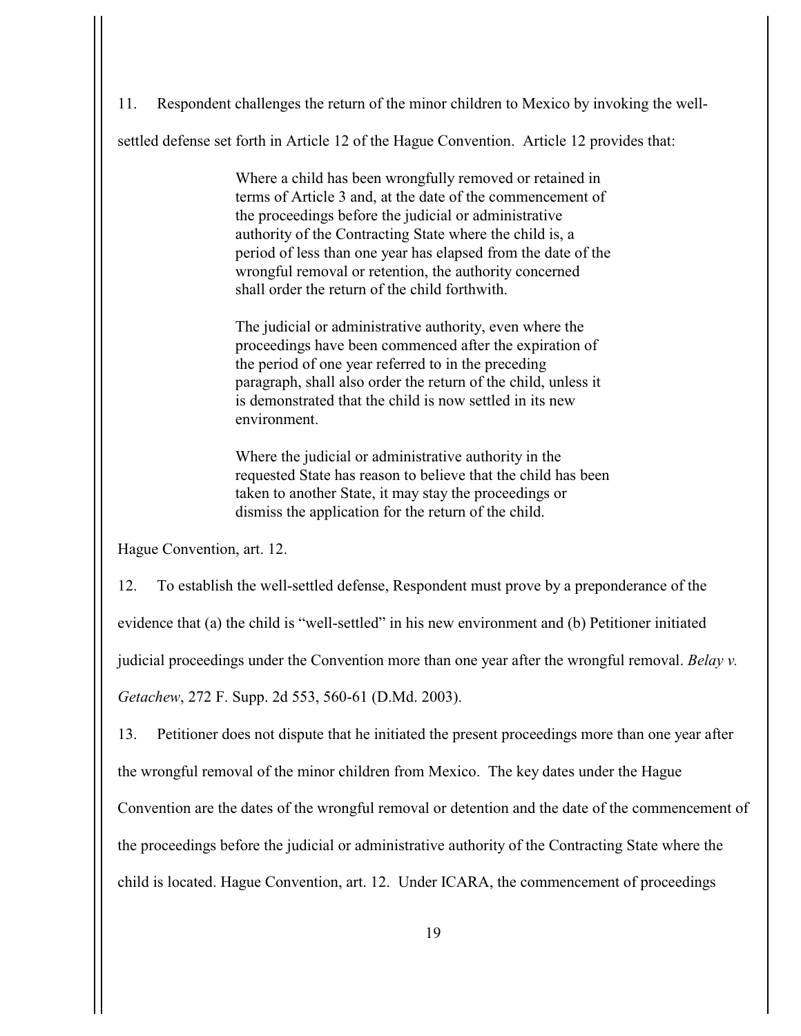11. Respondent challenges the return of the minor children to Mexico by invoking the well-settled defense set forth in Article 12 of the Hague Convention. Article 12 provides that:

> Where a child has been wrongfully removed or retained in terms of Article 3 and, at the date of the commencement of the proceedings before the judicial or administrative authority of the Contracting State where the child is, a period of less than one year has elapsed from the date of the wrongful removal or retention, the authority concerned shall order the return of the child forthwith.
>
> The judicial or administrative authority, even where the proceedings have been commenced after the expiration of the period of one year referred to in the preceding paragraph, shall also order the return of the child, unless it is demonstrated that the child is now settled in its new environment.
>
> Where the judicial or administrative authority in the requested State has reason to believe that the child has been taken to another State, it may stay the proceedings or dismiss the application for the return of the child.

Hague Convention, art. 12.

12. To establish the well-settled defense, Respondent must prove by a preponderance of the evidence that (a) the child is "well-settled" in his new environment and (b) Petitioner initiated judicial proceedings under the Convention more than one year after the wrongful removal. *Belay v. Getachew*, 272 F. Supp. 2d 553, 560-61 (D.Md. 2003).

13. Petitioner does not dispute that he initiated the present proceedings more than one year after the wrongful removal of the minor children from Mexico. The key dates under the Hague Convention are the dates of the wrongful removal or detention and the date of the commencement of the proceedings before the judicial or administrative authority of the Contracting State where the child is located. Hague Convention, art. 12. Under ICARA, the commencement of proceedings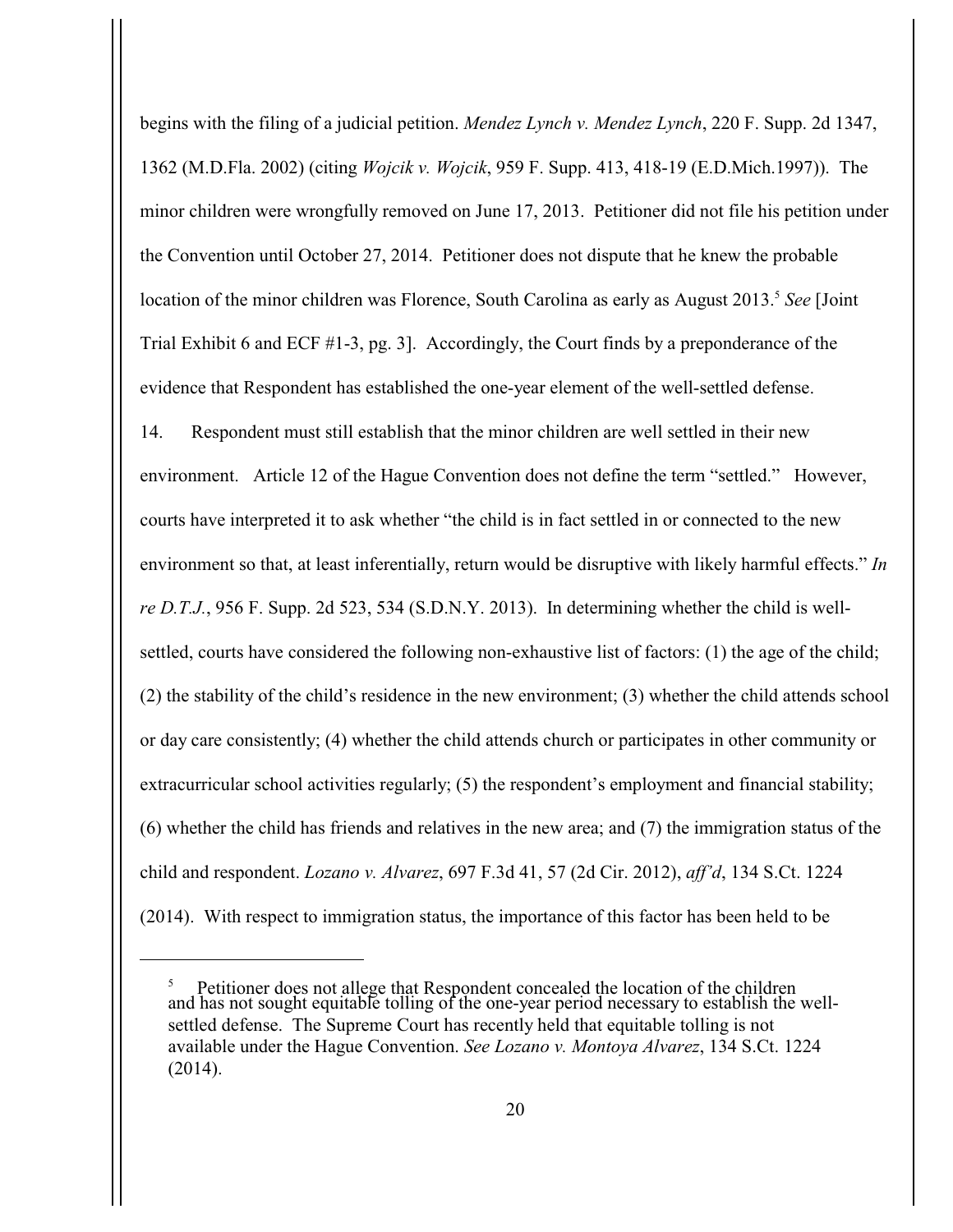begins with the filing of a judicial petition. *Mendez Lynch v. Mendez Lynch*, 220 F. Supp. 2d 1347, 1362 (M.D.Fla. 2002) (citing *Wojcik v. Wojcik*, 959 F. Supp. 413, 418-19 (E.D.Mich.1997)). The minor children were wrongfully removed on June 17, 2013. Petitioner did not file his petition under the Convention until October 27, 2014. Petitioner does not dispute that he knew the probable location of the minor children was Florence, South Carolina as early as August 2013.[5] *See* [Joint Trial Exhibit 6 and ECF #1-3, pg. 3]. Accordingly, the Court finds by a preponderance of the evidence that Respondent has established the one-year element of the well-settled defense.

14. Respondent must still establish that the minor children are well settled in their new environment. Article 12 of the Hague Convention does not define the term "settled." However, courts have interpreted it to ask whether "the child is in fact settled in or connected to the new environment so that, at least inferentially, return would be disruptive with likely harmful effects." *In re D.T.J.*, 956 F. Supp. 2d 523, 534 (S.D.N.Y. 2013). In determining whether the child is well-settled, courts have considered the following non-exhaustive list of factors: (1) the age of the child; (2) the stability of the child's residence in the new environment; (3) whether the child attends school or day care consistently; (4) whether the child attends church or participates in other community or extracurricular school activities regularly; (5) the respondent's employment and financial stability; (6) whether the child has friends and relatives in the new area; and (7) the immigration status of the child and respondent. *Lozano v. Alvarez*, 697 F.3d 41, 57 (2d Cir. 2012), *aff'd*, 134 S.Ct. 1224 (2014). With respect to immigration status, the importance of this factor has been held to be

---

[5] Petitioner does not allege that Respondent concealed the location of the children and has not sought equitable tolling of the one-year period necessary to establish the well-settled defense. The Supreme Court has recently held that equitable tolling is not available under the Hague Convention. *See Lozano v. Montoya Alvarez*, 134 S.Ct. 1224 (2014).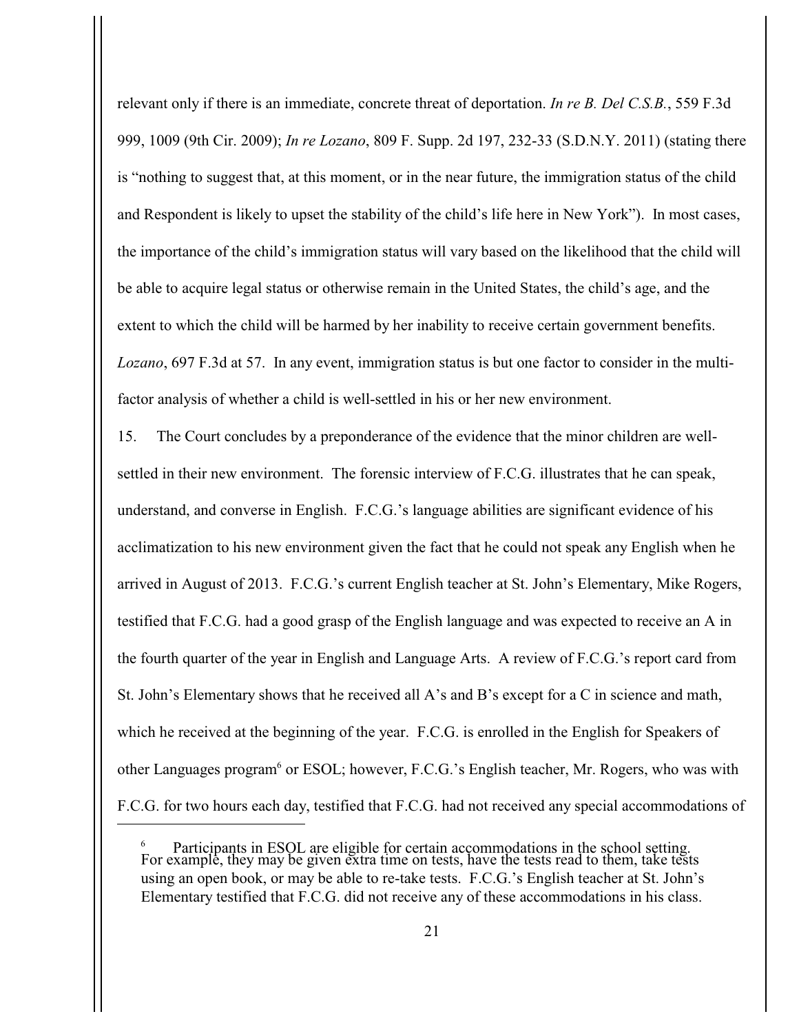relevant only if there is an immediate, concrete threat of deportation. *In re B. Del C.S.B.*, 559 F.3d 999, 1009 (9th Cir. 2009); *In re Lozano*, 809 F. Supp. 2d 197, 232-33 (S.D.N.Y. 2011) (stating there is "nothing to suggest that, at this moment, or in the near future, the immigration status of the child and Respondent is likely to upset the stability of the child's life here in New York"). In most cases, the importance of the child's immigration status will vary based on the likelihood that the child will be able to acquire legal status or otherwise remain in the United States, the child's age, and the extent to which the child will be harmed by her inability to receive certain government benefits. *Lozano*, 697 F.3d at 57. In any event, immigration status is but one factor to consider in the multi-factor analysis of whether a child is well-settled in his or her new environment.

15. The Court concludes by a preponderance of the evidence that the minor children are well-settled in their new environment. The forensic interview of F.C.G. illustrates that he can speak, understand, and converse in English. F.C.G.'s language abilities are significant evidence of his acclimatization to his new environment given the fact that he could not speak any English when he arrived in August of 2013. F.C.G.'s current English teacher at St. John's Elementary, Mike Rogers, testified that F.C.G. had a good grasp of the English language and was expected to receive an A in the fourth quarter of the year in English and Language Arts. A review of F.C.G.'s report card from St. John's Elementary shows that he received all A's and B's except for a C in science and math, which he received at the beginning of the year. F.C.G. is enrolled in the English for Speakers of other Languages program[6] or ESOL; however, F.C.G.'s English teacher, Mr. Rogers, who was with F.C.G. for two hours each day, testified that F.C.G. had not received any special accommodations of

---

[6] Participants in ESOL are eligible for certain accommodations in the school setting. For example, they may be given extra time on tests, have the tests read to them, take tests using an open book, or may be able to re-take tests. F.C.G.'s English teacher at St. John's Elementary testified that F.C.G. did not receive any of these accommodations in his class.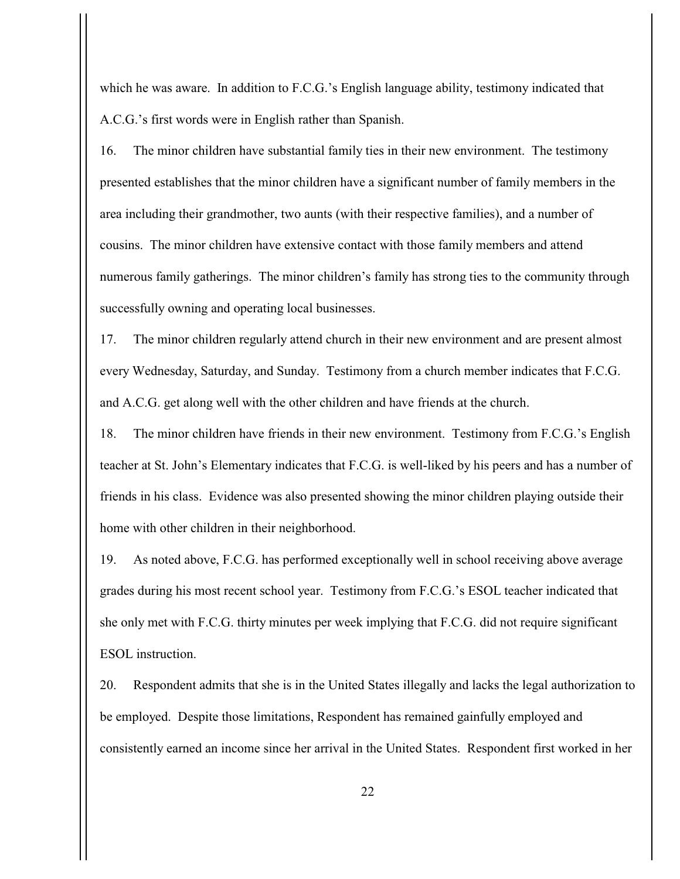which he was aware. In addition to F.C.G.'s English language ability, testimony indicated that A.C.G.'s first words were in English rather than Spanish.

16. The minor children have substantial family ties in their new environment. The testimony presented establishes that the minor children have a significant number of family members in the area including their grandmother, two aunts (with their respective families), and a number of cousins. The minor children have extensive contact with those family members and attend numerous family gatherings. The minor children's family has strong ties to the community through successfully owning and operating local businesses.

17. The minor children regularly attend church in their new environment and are present almost every Wednesday, Saturday, and Sunday. Testimony from a church member indicates that F.C.G. and A.C.G. get along well with the other children and have friends at the church.

18. The minor children have friends in their new environment. Testimony from F.C.G.'s English teacher at St. John's Elementary indicates that F.C.G. is well-liked by his peers and has a number of friends in his class. Evidence was also presented showing the minor children playing outside their home with other children in their neighborhood.

19. As noted above, F.C.G. has performed exceptionally well in school receiving above average grades during his most recent school year. Testimony from F.C.G.'s ESOL teacher indicated that she only met with F.C.G. thirty minutes per week implying that F.C.G. did not require significant ESOL instruction.

20. Respondent admits that she is in the United States illegally and lacks the legal authorization to be employed. Despite those limitations, Respondent has remained gainfully employed and consistently earned an income since her arrival in the United States. Respondent first worked in her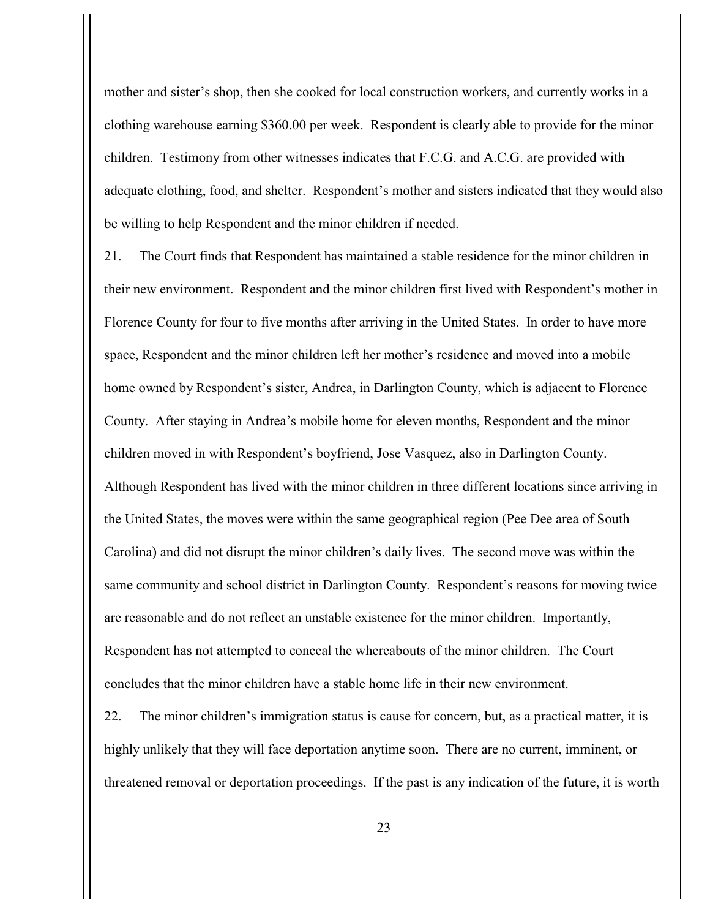mother and sister's shop, then she cooked for local construction workers, and currently works in a clothing warehouse earning $360.00 per week. Respondent is clearly able to provide for the minor children. Testimony from other witnesses indicates that F.C.G. and A.C.G. are provided with adequate clothing, food, and shelter. Respondent's mother and sisters indicated that they would also be willing to help Respondent and the minor children if needed.

21. The Court finds that Respondent has maintained a stable residence for the minor children in their new environment. Respondent and the minor children first lived with Respondent's mother in Florence County for four to five months after arriving in the United States. In order to have more space, Respondent and the minor children left her mother's residence and moved into a mobile home owned by Respondent's sister, Andrea, in Darlington County, which is adjacent to Florence County. After staying in Andrea's mobile home for eleven months, Respondent and the minor children moved in with Respondent's boyfriend, Jose Vasquez, also in Darlington County. Although Respondent has lived with the minor children in three different locations since arriving in the United States, the moves were within the same geographical region (Pee Dee area of South Carolina) and did not disrupt the minor children's daily lives. The second move was within the same community and school district in Darlington County. Respondent's reasons for moving twice are reasonable and do not reflect an unstable existence for the minor children. Importantly, Respondent has not attempted to conceal the whereabouts of the minor children. The Court concludes that the minor children have a stable home life in their new environment.

22. The minor children's immigration status is cause for concern, but, as a practical matter, it is highly unlikely that they will face deportation anytime soon. There are no current, imminent, or threatened removal or deportation proceedings. If the past is any indication of the future, it is worth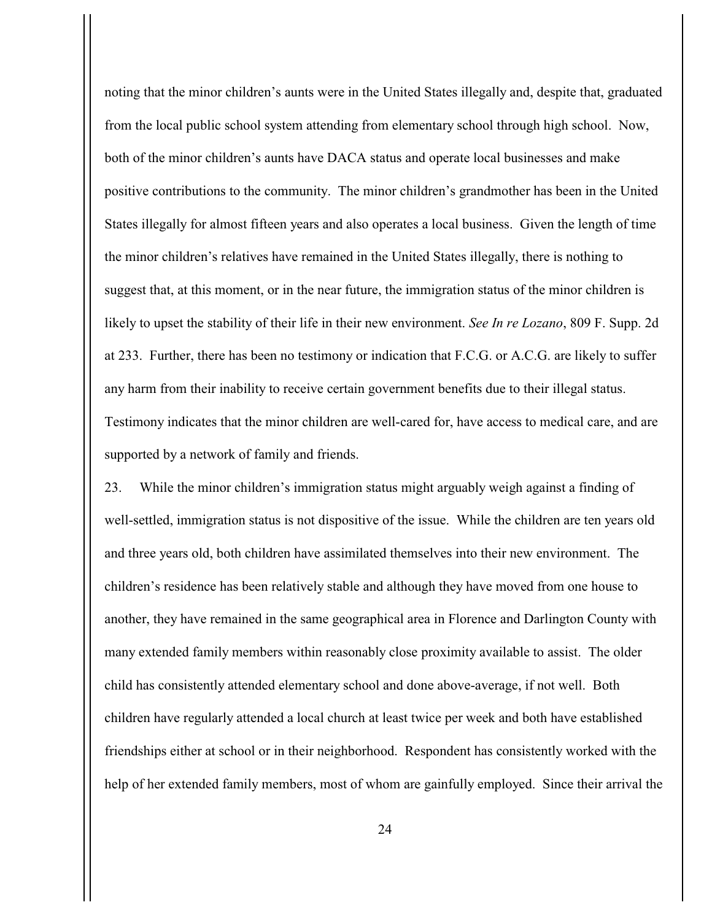noting that the minor children's aunts were in the United States illegally and, despite that, graduated from the local public school system attending from elementary school through high school. Now, both of the minor children's aunts have DACA status and operate local businesses and make positive contributions to the community. The minor children's grandmother has been in the United States illegally for almost fifteen years and also operates a local business. Given the length of time the minor children's relatives have remained in the United States illegally, there is nothing to suggest that, at this moment, or in the near future, the immigration status of the minor children is likely to upset the stability of their life in their new environment. *See In re Lozano*, 809 F. Supp. 2d at 233. Further, there has been no testimony or indication that F.C.G. or A.C.G. are likely to suffer any harm from their inability to receive certain government benefits due to their illegal status. Testimony indicates that the minor children are well-cared for, have access to medical care, and are supported by a network of family and friends.

23. While the minor children's immigration status might arguably weigh against a finding of well-settled, immigration status is not dispositive of the issue. While the children are ten years old and three years old, both children have assimilated themselves into their new environment. The children's residence has been relatively stable and although they have moved from one house to another, they have remained in the same geographical area in Florence and Darlington County with many extended family members within reasonably close proximity available to assist. The older child has consistently attended elementary school and done above-average, if not well. Both children have regularly attended a local church at least twice per week and both have established friendships either at school or in their neighborhood. Respondent has consistently worked with the help of her extended family members, most of whom are gainfully employed. Since their arrival the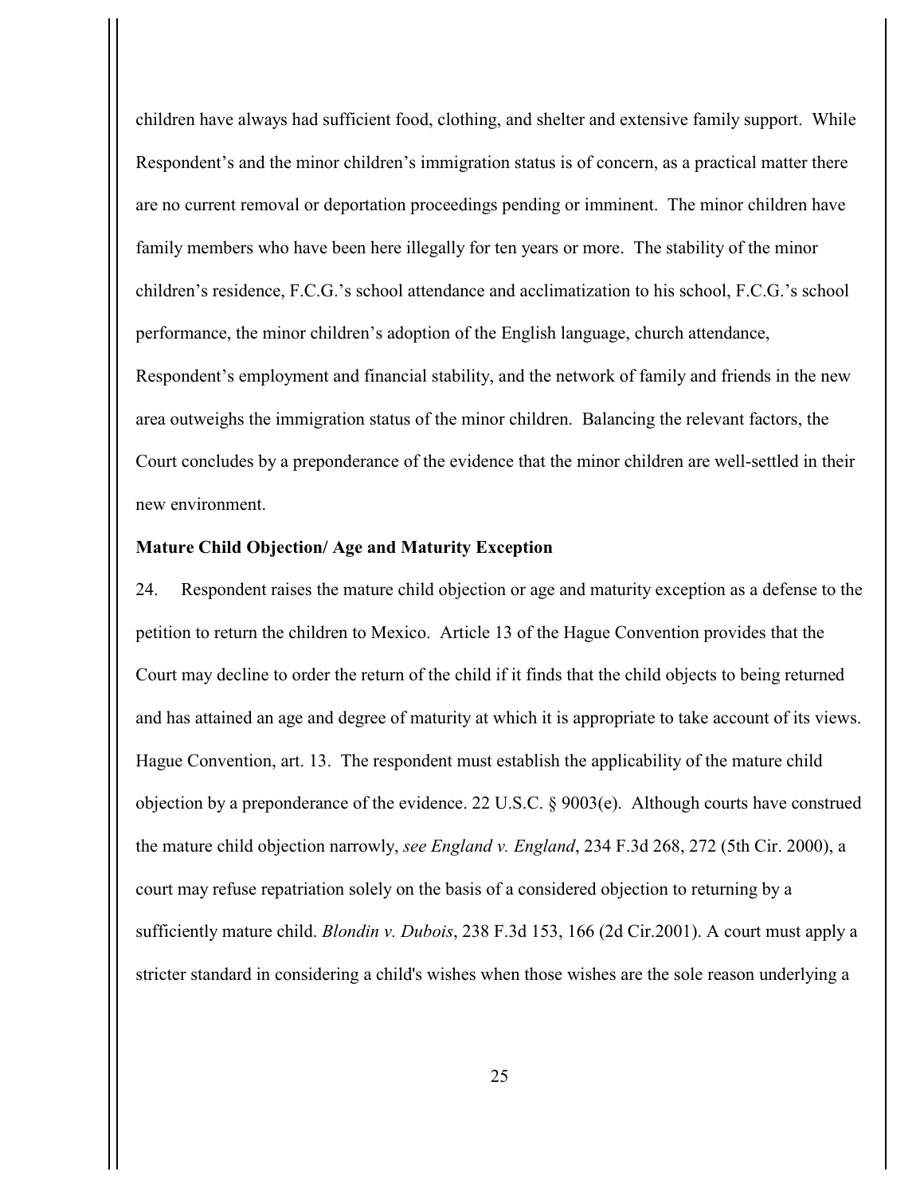children have always had sufficient food, clothing, and shelter and extensive family support. While Respondent's and the minor children's immigration status is of concern, as a practical matter there are no current removal or deportation proceedings pending or imminent. The minor children have family members who have been here illegally for ten years or more. The stability of the minor children's residence, F.C.G.'s school attendance and acclimatization to his school, F.C.G.'s school performance, the minor children's adoption of the English language, church attendance, Respondent's employment and financial stability, and the network of family and friends in the new area outweighs the immigration status of the minor children. Balancing the relevant factors, the Court concludes by a preponderance of the evidence that the minor children are well-settled in their new environment.

**Mature Child Objection/ Age and Maturity Exception**

24. Respondent raises the mature child objection or age and maturity exception as a defense to the petition to return the children to Mexico. Article 13 of the Hague Convention provides that the Court may decline to order the return of the child if it finds that the child objects to being returned and has attained an age and degree of maturity at which it is appropriate to take account of its views. Hague Convention, art. 13. The respondent must establish the applicability of the mature child objection by a preponderance of the evidence. 22 U.S.C. § 9003(e). Although courts have construed the mature child objection narrowly, *see England v. England*, 234 F.3d 268, 272 (5th Cir. 2000), a court may refuse repatriation solely on the basis of a considered objection to returning by a sufficiently mature child. *Blondin v. Dubois*, 238 F.3d 153, 166 (2d Cir.2001). A court must apply a stricter standard in considering a child's wishes when those wishes are the sole reason underlying a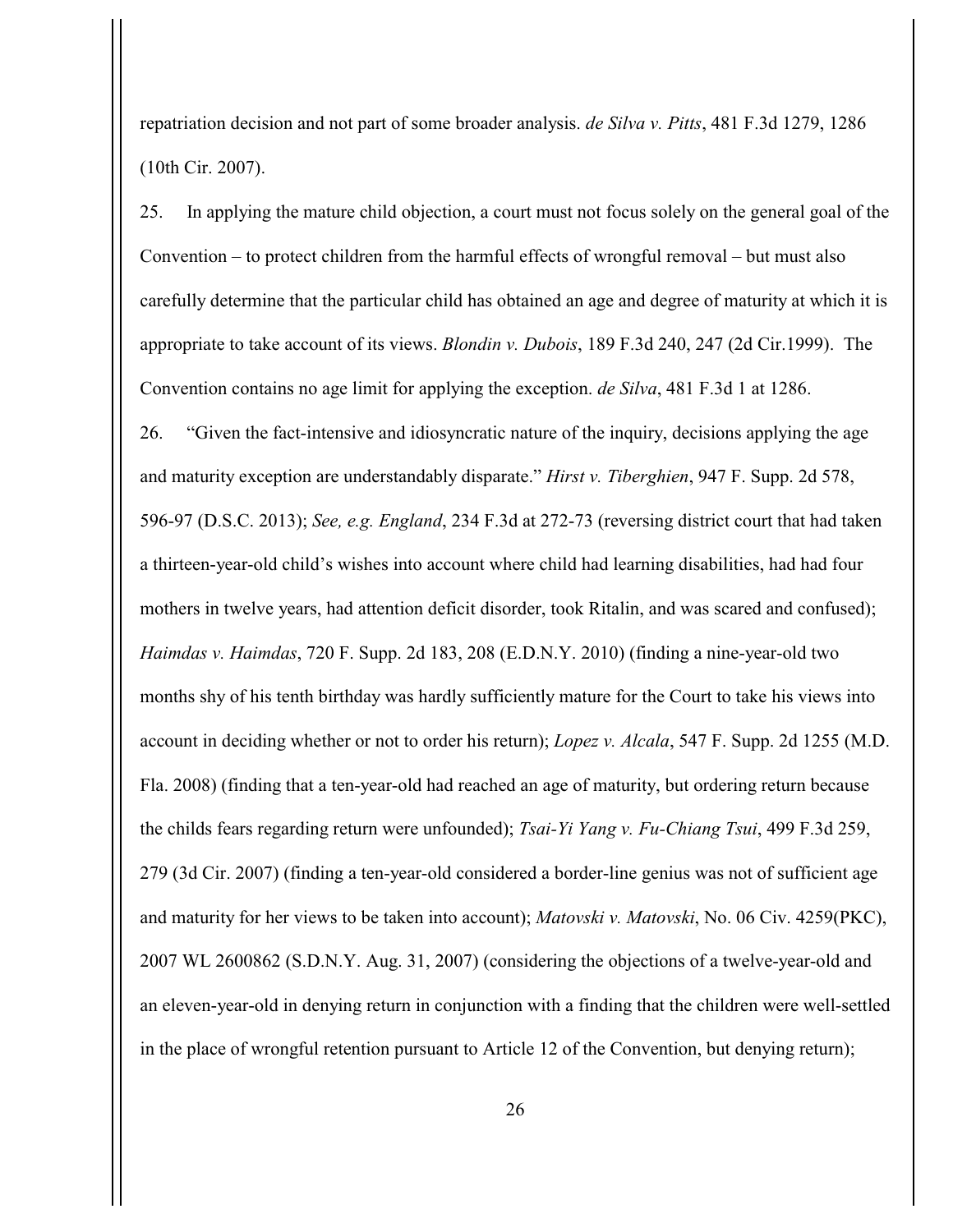repatriation decision and not part of some broader analysis. *de Silva v. Pitts*, 481 F.3d 1279, 1286 (10th Cir. 2007).

25. In applying the mature child objection, a court must not focus solely on the general goal of the Convention – to protect children from the harmful effects of wrongful removal – but must also carefully determine that the particular child has obtained an age and degree of maturity at which it is appropriate to take account of its views. *Blondin v. Dubois*, 189 F.3d 240, 247 (2d Cir.1999). The Convention contains no age limit for applying the exception. *de Silva*, 481 F.3d 1 at 1286.

26. "Given the fact-intensive and idiosyncratic nature of the inquiry, decisions applying the age and maturity exception are understandably disparate." *Hirst v. Tiberghien*, 947 F. Supp. 2d 578, 596-97 (D.S.C. 2013); *See, e.g. England*, 234 F.3d at 272-73 (reversing district court that had taken a thirteen-year-old child's wishes into account where child had learning disabilities, had had four mothers in twelve years, had attention deficit disorder, took Ritalin, and was scared and confused); *Haimdas v. Haimdas*, 720 F. Supp. 2d 183, 208 (E.D.N.Y. 2010) (finding a nine-year-old two months shy of his tenth birthday was hardly sufficiently mature for the Court to take his views into account in deciding whether or not to order his return); *Lopez v. Alcala*, 547 F. Supp. 2d 1255 (M.D. Fla. 2008) (finding that a ten-year-old had reached an age of maturity, but ordering return because the childs fears regarding return were unfounded); *Tsai-Yi Yang v. Fu-Chiang Tsui*, 499 F.3d 259, 279 (3d Cir. 2007) (finding a ten-year-old considered a border-line genius was not of sufficient age and maturity for her views to be taken into account); *Matovski v. Matovski*, No. 06 Civ. 4259(PKC), 2007 WL 2600862 (S.D.N.Y. Aug. 31, 2007) (considering the objections of a twelve-year-old and an eleven-year-old in denying return in conjunction with a finding that the children were well-settled in the place of wrongful retention pursuant to Article 12 of the Convention, but denying return);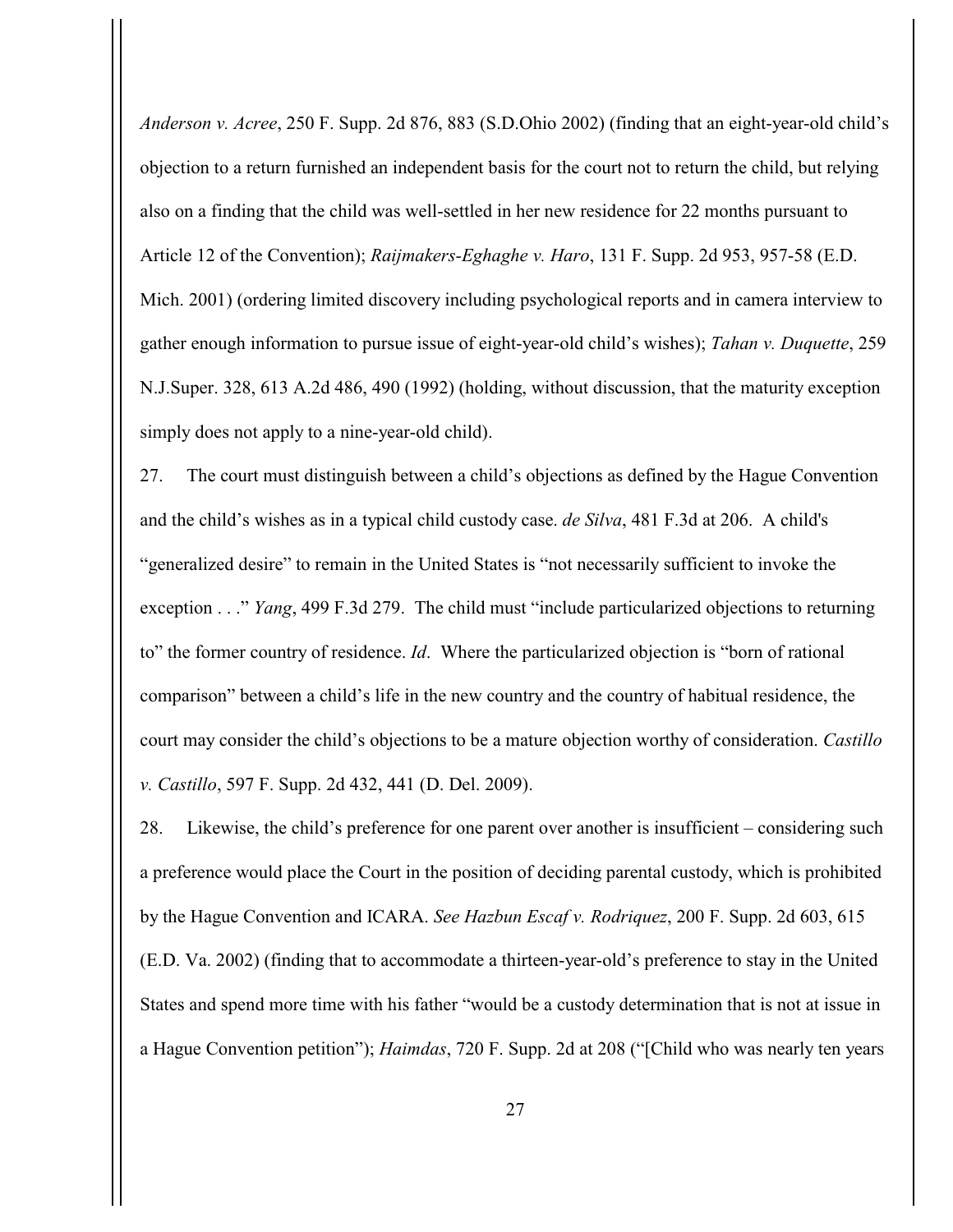*Anderson v. Acree*, 250 F. Supp. 2d 876, 883 (S.D.Ohio 2002) (finding that an eight-year-old child's objection to a return furnished an independent basis for the court not to return the child, but relying also on a finding that the child was well-settled in her new residence for 22 months pursuant to Article 12 of the Convention); *Raijmakers-Eghaghe v. Haro*, 131 F. Supp. 2d 953, 957-58 (E.D. Mich. 2001) (ordering limited discovery including psychological reports and in camera interview to gather enough information to pursue issue of eight-year-old child's wishes); *Tahan v. Duquette*, 259 N.J.Super. 328, 613 A.2d 486, 490 (1992) (holding, without discussion, that the maturity exception simply does not apply to a nine-year-old child).

27. The court must distinguish between a child's objections as defined by the Hague Convention and the child's wishes as in a typical child custody case. *de Silva*, 481 F.3d at 206. A child's "generalized desire" to remain in the United States is "not necessarily sufficient to invoke the exception . . ." *Yang*, 499 F.3d 279. The child must "include particularized objections to returning to" the former country of residence. *Id*. Where the particularized objection is "born of rational comparison" between a child's life in the new country and the country of habitual residence, the court may consider the child's objections to be a mature objection worthy of consideration. *Castillo v. Castillo*, 597 F. Supp. 2d 432, 441 (D. Del. 2009).

28. Likewise, the child's preference for one parent over another is insufficient – considering such a preference would place the Court in the position of deciding parental custody, which is prohibited by the Hague Convention and ICARA. *See Hazbun Escaf v. Rodriquez*, 200 F. Supp. 2d 603, 615 (E.D. Va. 2002) (finding that to accommodate a thirteen-year-old's preference to stay in the United States and spend more time with his father "would be a custody determination that is not at issue in a Hague Convention petition"); *Haimdas*, 720 F. Supp. 2d at 208 ("[Child who was nearly ten years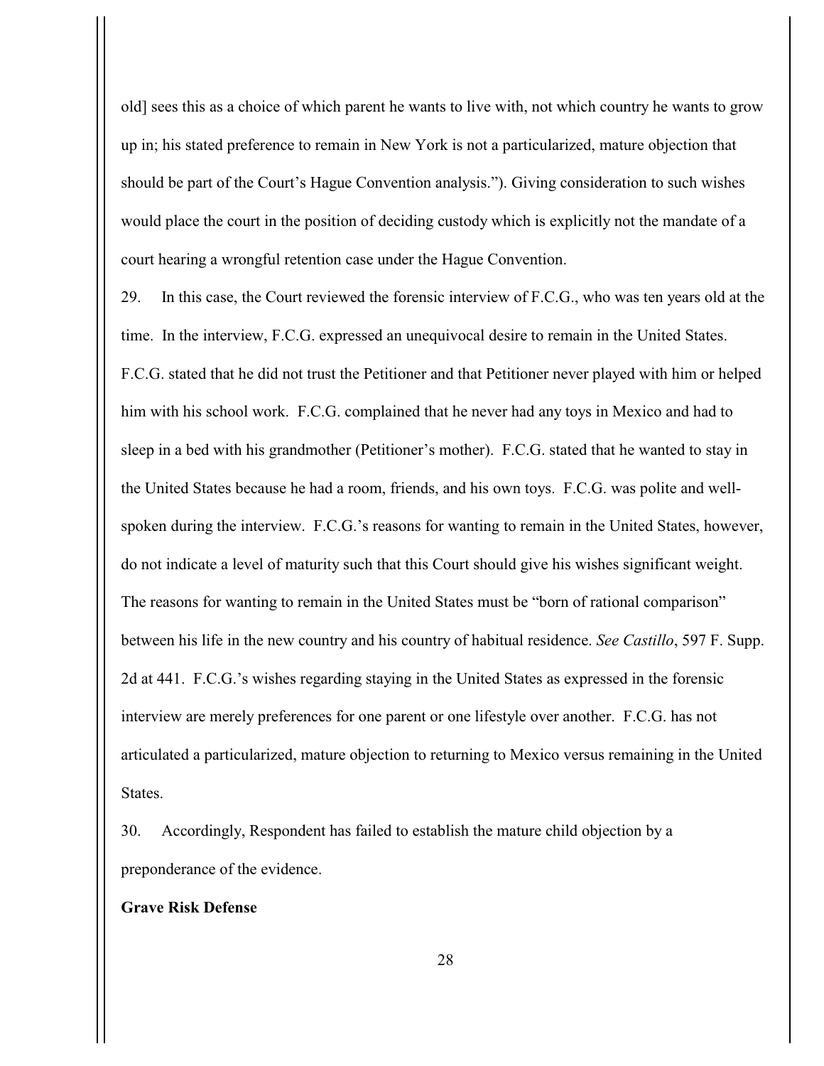old] sees this as a choice of which parent he wants to live with, not which country he wants to grow up in; his stated preference to remain in New York is not a particularized, mature objection that should be part of the Court's Hague Convention analysis."). Giving consideration to such wishes would place the court in the position of deciding custody which is explicitly not the mandate of a court hearing a wrongful retention case under the Hague Convention.

29. In this case, the Court reviewed the forensic interview of F.C.G., who was ten years old at the time. In the interview, F.C.G. expressed an unequivocal desire to remain in the United States. F.C.G. stated that he did not trust the Petitioner and that Petitioner never played with him or helped him with his school work. F.C.G. complained that he never had any toys in Mexico and had to sleep in a bed with his grandmother (Petitioner's mother). F.C.G. stated that he wanted to stay in the United States because he had a room, friends, and his own toys. F.C.G. was polite and well-spoken during the interview. F.C.G.'s reasons for wanting to remain in the United States, however, do not indicate a level of maturity such that this Court should give his wishes significant weight. The reasons for wanting to remain in the United States must be "born of rational comparison" between his life in the new country and his country of habitual residence. *See Castillo*, 597 F. Supp. 2d at 441. F.C.G.'s wishes regarding staying in the United States as expressed in the forensic interview are merely preferences for one parent or one lifestyle over another. F.C.G. has not articulated a particularized, mature objection to returning to Mexico versus remaining in the United States.

30. Accordingly, Respondent has failed to establish the mature child objection by a preponderance of the evidence.

**Grave Risk Defense**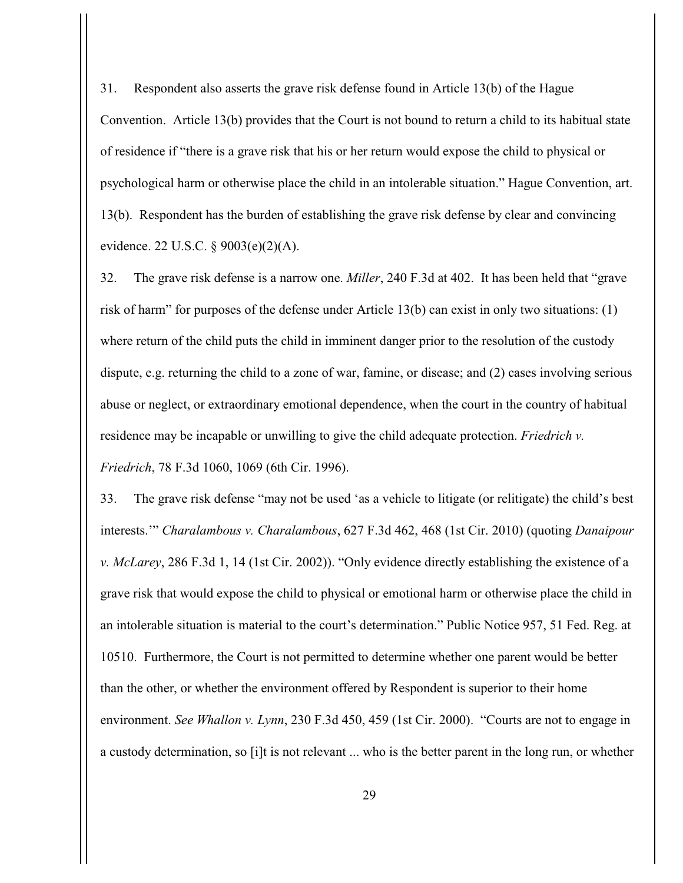31. Respondent also asserts the grave risk defense found in Article 13(b) of the Hague Convention. Article 13(b) provides that the Court is not bound to return a child to its habitual state of residence if "there is a grave risk that his or her return would expose the child to physical or psychological harm or otherwise place the child in an intolerable situation." Hague Convention, art. 13(b). Respondent has the burden of establishing the grave risk defense by clear and convincing evidence. 22 U.S.C. § 9003(e)(2)(A).

32. The grave risk defense is a narrow one. *Miller*, 240 F.3d at 402. It has been held that "grave risk of harm" for purposes of the defense under Article 13(b) can exist in only two situations: (1) where return of the child puts the child in imminent danger prior to the resolution of the custody dispute, e.g. returning the child to a zone of war, famine, or disease; and (2) cases involving serious abuse or neglect, or extraordinary emotional dependence, when the court in the country of habitual residence may be incapable or unwilling to give the child adequate protection. *Friedrich v. Friedrich*, 78 F.3d 1060, 1069 (6th Cir. 1996).

33. The grave risk defense "may not be used 'as a vehicle to litigate (or relitigate) the child's best interests.'" *Charalambous v. Charalambous*, 627 F.3d 462, 468 (1st Cir. 2010) (quoting *Danaipour v. McLarey*, 286 F.3d 1, 14 (1st Cir. 2002)). "Only evidence directly establishing the existence of a grave risk that would expose the child to physical or emotional harm or otherwise place the child in an intolerable situation is material to the court's determination." Public Notice 957, 51 Fed. Reg. at 10510. Furthermore, the Court is not permitted to determine whether one parent would be better than the other, or whether the environment offered by Respondent is superior to their home environment. *See Whallon v. Lynn*, 230 F.3d 450, 459 (1st Cir. 2000). "Courts are not to engage in a custody determination, so [i]t is not relevant ... who is the better parent in the long run, or whether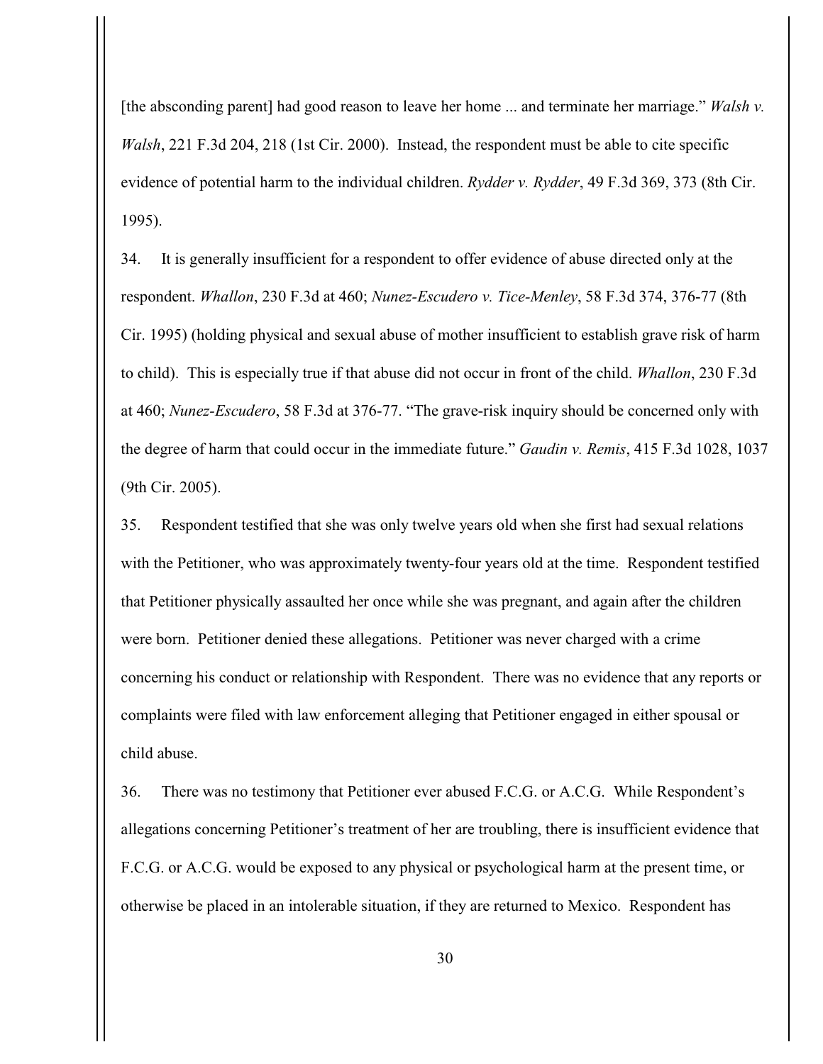[the absconding parent] had good reason to leave her home ... and terminate her marriage." *Walsh v. Walsh*, 221 F.3d 204, 218 (1st Cir. 2000). Instead, the respondent must be able to cite specific evidence of potential harm to the individual children. *Rydder v. Rydder*, 49 F.3d 369, 373 (8th Cir. 1995).

34. It is generally insufficient for a respondent to offer evidence of abuse directed only at the respondent. *Whallon*, 230 F.3d at 460; *Nunez-Escudero v. Tice-Menley*, 58 F.3d 374, 376-77 (8th Cir. 1995) (holding physical and sexual abuse of mother insufficient to establish grave risk of harm to child). This is especially true if that abuse did not occur in front of the child. *Whallon*, 230 F.3d at 460; *Nunez-Escudero*, 58 F.3d at 376-77. "The grave-risk inquiry should be concerned only with the degree of harm that could occur in the immediate future." *Gaudin v. Remis*, 415 F.3d 1028, 1037 (9th Cir. 2005).

35. Respondent testified that she was only twelve years old when she first had sexual relations with the Petitioner, who was approximately twenty-four years old at the time. Respondent testified that Petitioner physically assaulted her once while she was pregnant, and again after the children were born. Petitioner denied these allegations. Petitioner was never charged with a crime concerning his conduct or relationship with Respondent. There was no evidence that any reports or complaints were filed with law enforcement alleging that Petitioner engaged in either spousal or child abuse.

36. There was no testimony that Petitioner ever abused F.C.G. or A.C.G. While Respondent's allegations concerning Petitioner's treatment of her are troubling, there is insufficient evidence that F.C.G. or A.C.G. would be exposed to any physical or psychological harm at the present time, or otherwise be placed in an intolerable situation, if they are returned to Mexico. Respondent has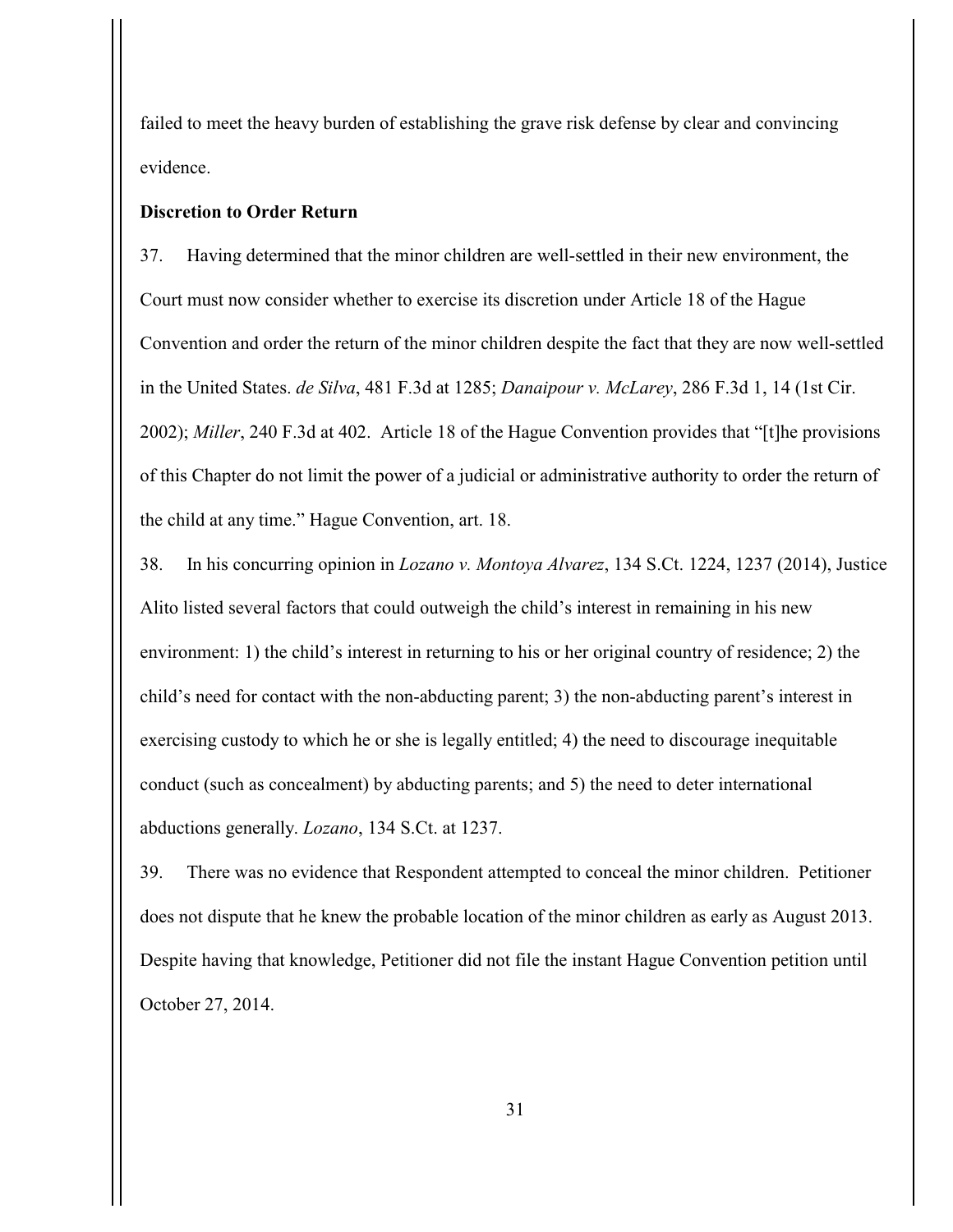failed to meet the heavy burden of establishing the grave risk defense by clear and convincing evidence.

**Discretion to Order Return**

37. Having determined that the minor children are well-settled in their new environment, the Court must now consider whether to exercise its discretion under Article 18 of the Hague Convention and order the return of the minor children despite the fact that they are now well-settled in the United States. *de Silva*, 481 F.3d at 1285; *Danaipour v. McLarey*, 286 F.3d 1, 14 (1st Cir. 2002); *Miller*, 240 F.3d at 402. Article 18 of the Hague Convention provides that "[t]he provisions of this Chapter do not limit the power of a judicial or administrative authority to order the return of the child at any time." Hague Convention, art. 18.

38. In his concurring opinion in *Lozano v. Montoya Alvarez*, 134 S.Ct. 1224, 1237 (2014), Justice Alito listed several factors that could outweigh the child's interest in remaining in his new environment: 1) the child's interest in returning to his or her original country of residence; 2) the child's need for contact with the non-abducting parent; 3) the non-abducting parent's interest in exercising custody to which he or she is legally entitled; 4) the need to discourage inequitable conduct (such as concealment) by abducting parents; and 5) the need to deter international abductions generally. *Lozano*, 134 S.Ct. at 1237.

39. There was no evidence that Respondent attempted to conceal the minor children. Petitioner does not dispute that he knew the probable location of the minor children as early as August 2013. Despite having that knowledge, Petitioner did not file the instant Hague Convention petition until October 27, 2014.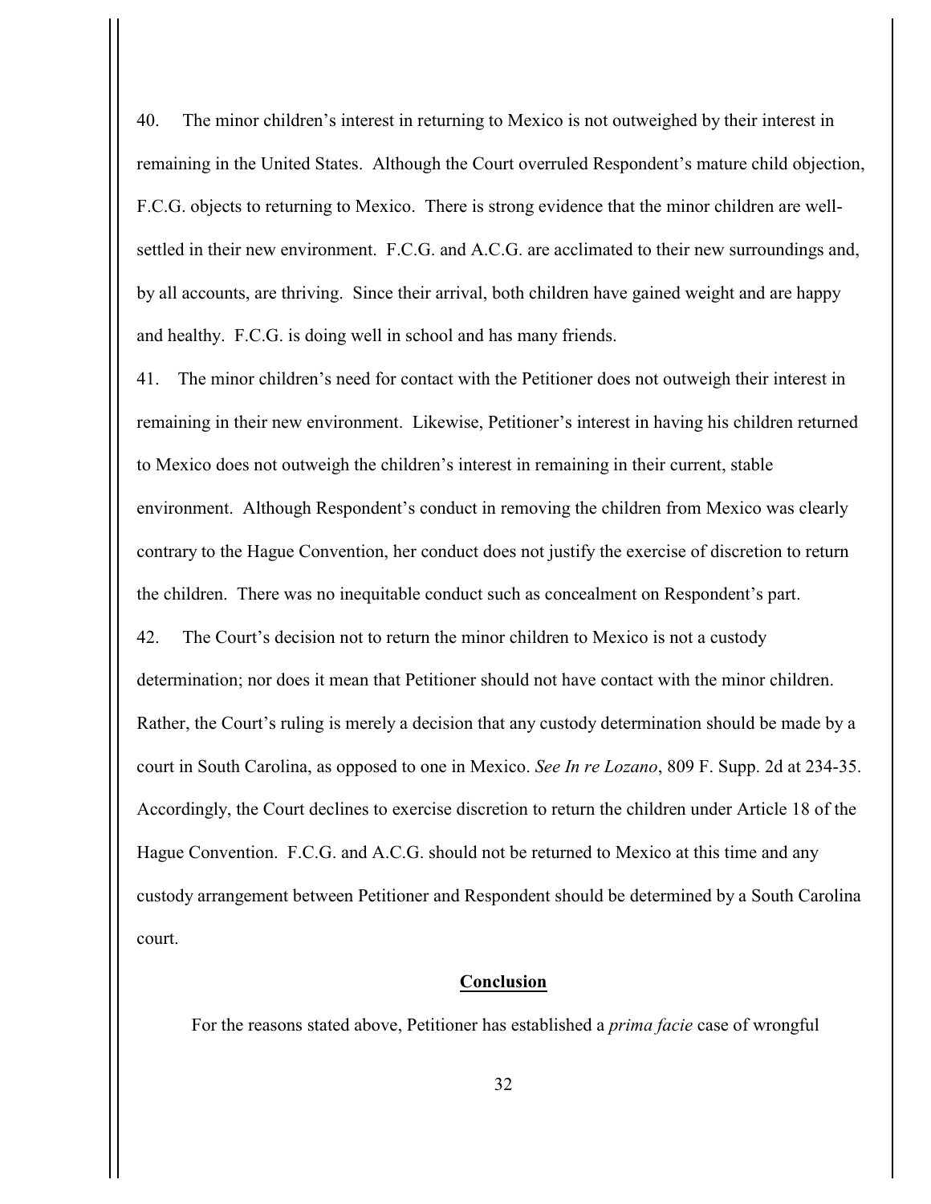40. The minor children's interest in returning to Mexico is not outweighed by their interest in remaining in the United States. Although the Court overruled Respondent's mature child objection, F.C.G. objects to returning to Mexico. There is strong evidence that the minor children are well-settled in their new environment. F.C.G. and A.C.G. are acclimated to their new surroundings and, by all accounts, are thriving. Since their arrival, both children have gained weight and are happy and healthy. F.C.G. is doing well in school and has many friends.

41. The minor children's need for contact with the Petitioner does not outweigh their interest in remaining in their new environment. Likewise, Petitioner's interest in having his children returned to Mexico does not outweigh the children's interest in remaining in their current, stable environment. Although Respondent's conduct in removing the children from Mexico was clearly contrary to the Hague Convention, her conduct does not justify the exercise of discretion to return the children. There was no inequitable conduct such as concealment on Respondent's part.

42. The Court's decision not to return the minor children to Mexico is not a custody determination; nor does it mean that Petitioner should not have contact with the minor children. Rather, the Court's ruling is merely a decision that any custody determination should be made by a court in South Carolina, as opposed to one in Mexico. *See In re Lozano*, 809 F. Supp. 2d at 234-35. Accordingly, the Court declines to exercise discretion to return the children under Article 18 of the Hague Convention. F.C.G. and A.C.G. should not be returned to Mexico at this time and any custody arrangement between Petitioner and Respondent should be determined by a South Carolina court.

## **Conclusion**

For the reasons stated above, Petitioner has established a *prima facie* case of wrongful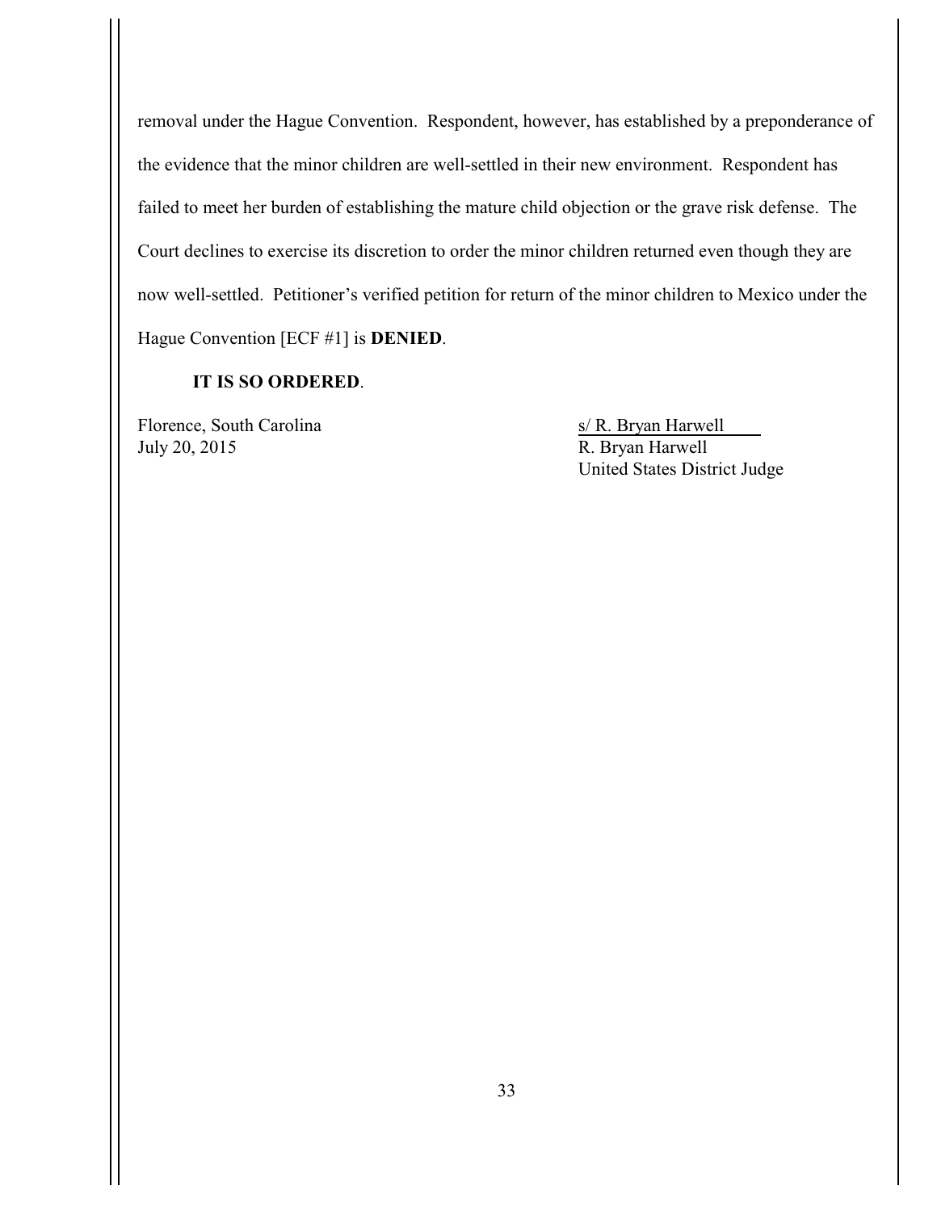removal under the Hague Convention. Respondent, however, has established by a preponderance of the evidence that the minor children are well-settled in their new environment. Respondent has failed to meet her burden of establishing the mature child objection or the grave risk defense. The Court declines to exercise its discretion to order the minor children returned even though they are now well-settled. Petitioner's verified petition for return of the minor children to Mexico under the Hague Convention [ECF #1] is **DENIED**.

**IT IS SO ORDERED**.

Florence, South Carolina
July 20, 2015

s/ R. Bryan Harwell
R. Bryan Harwell
United States District Judge